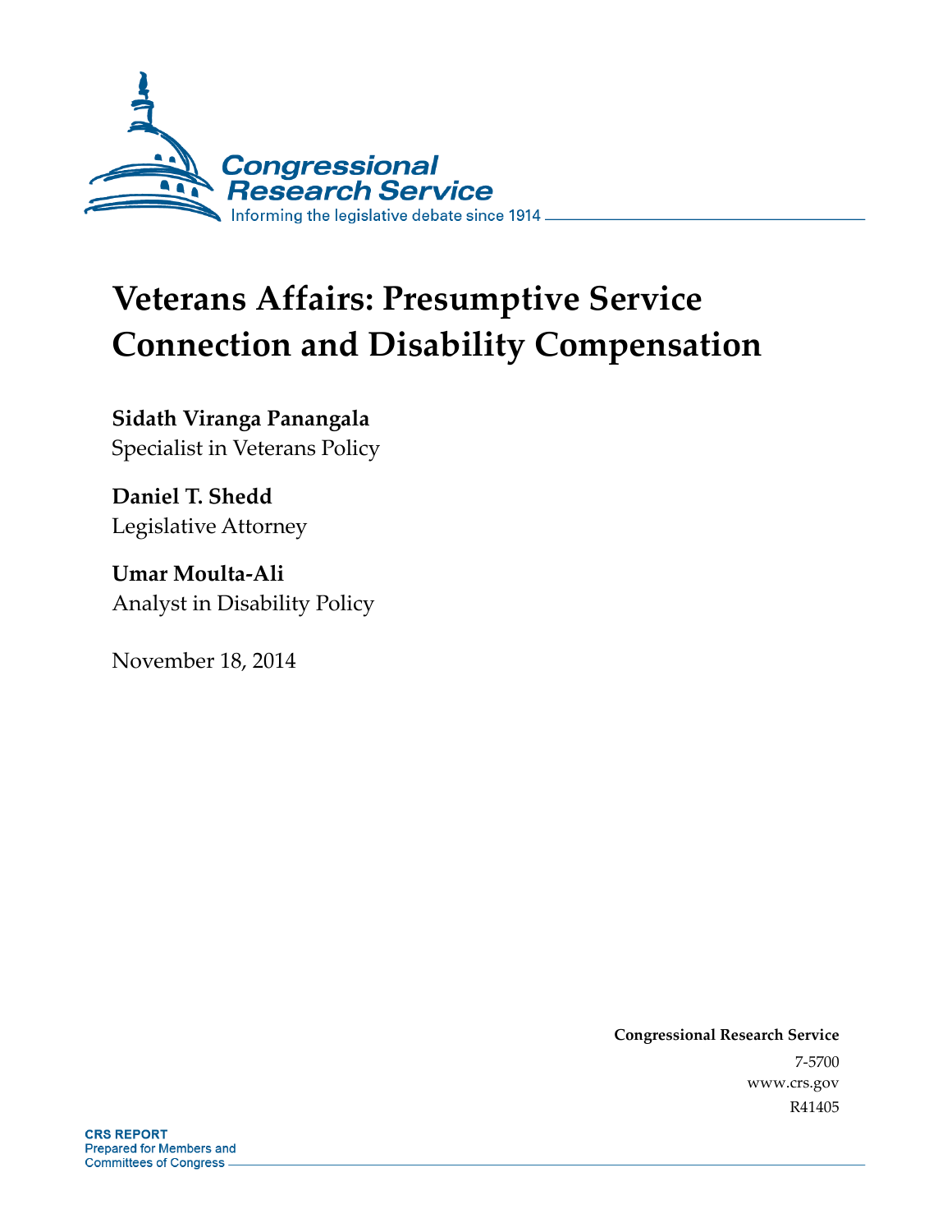Congressional Research Service

Informing the legislative debate since 1914

# Veterans Affairs: Presumptive Service Connection and Disability Compensation

**Sidath Viranga Panangala**
Specialist in Veterans Policy

**Daniel T. Shedd**
Legislative Attorney

**Umar Moulta-Ali**
Analyst in Disability Policy

November 18, 2014

**Congressional Research Service**
7-5700
www.crs.gov
R41405

**CRS REPORT**
Prepared for Members and Committees of Congress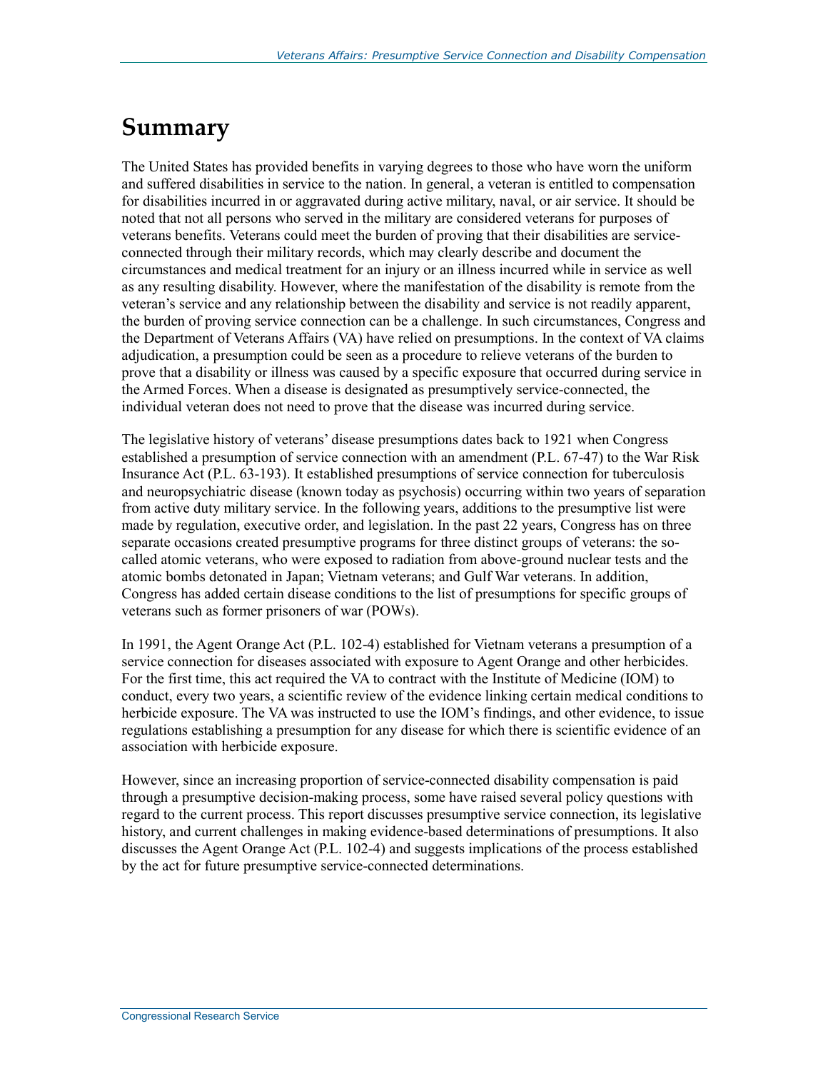# Summary

The United States has provided benefits in varying degrees to those who have worn the uniform and suffered disabilities in service to the nation. In general, a veteran is entitled to compensation for disabilities incurred in or aggravated during active military, naval, or air service. It should be noted that not all persons who served in the military are considered veterans for purposes of veterans benefits. Veterans could meet the burden of proving that their disabilities are service-connected through their military records, which may clearly describe and document the circumstances and medical treatment for an injury or an illness incurred while in service as well as any resulting disability. However, where the manifestation of the disability is remote from the veteran's service and any relationship between the disability and service is not readily apparent, the burden of proving service connection can be a challenge. In such circumstances, Congress and the Department of Veterans Affairs (VA) have relied on presumptions. In the context of VA claims adjudication, a presumption could be seen as a procedure to relieve veterans of the burden to prove that a disability or illness was caused by a specific exposure that occurred during service in the Armed Forces. When a disease is designated as presumptively service-connected, the individual veteran does not need to prove that the disease was incurred during service.

The legislative history of veterans' disease presumptions dates back to 1921 when Congress established a presumption of service connection with an amendment (P.L. 67-47) to the War Risk Insurance Act (P.L. 63-193). It established presumptions of service connection for tuberculosis and neuropsychiatric disease (known today as psychosis) occurring within two years of separation from active duty military service. In the following years, additions to the presumptive list were made by regulation, executive order, and legislation. In the past 22 years, Congress has on three separate occasions created presumptive programs for three distinct groups of veterans: the so-called atomic veterans, who were exposed to radiation from above-ground nuclear tests and the atomic bombs detonated in Japan; Vietnam veterans; and Gulf War veterans. In addition, Congress has added certain disease conditions to the list of presumptions for specific groups of veterans such as former prisoners of war (POWs).

In 1991, the Agent Orange Act (P.L. 102-4) established for Vietnam veterans a presumption of a service connection for diseases associated with exposure to Agent Orange and other herbicides. For the first time, this act required the VA to contract with the Institute of Medicine (IOM) to conduct, every two years, a scientific review of the evidence linking certain medical conditions to herbicide exposure. The VA was instructed to use the IOM's findings, and other evidence, to issue regulations establishing a presumption for any disease for which there is scientific evidence of an association with herbicide exposure.

However, since an increasing proportion of service-connected disability compensation is paid through a presumptive decision-making process, some have raised several policy questions with regard to the current process. This report discusses presumptive service connection, its legislative history, and current challenges in making evidence-based determinations of presumptions. It also discusses the Agent Orange Act (P.L. 102-4) and suggests implications of the process established by the act for future presumptive service-connected determinations.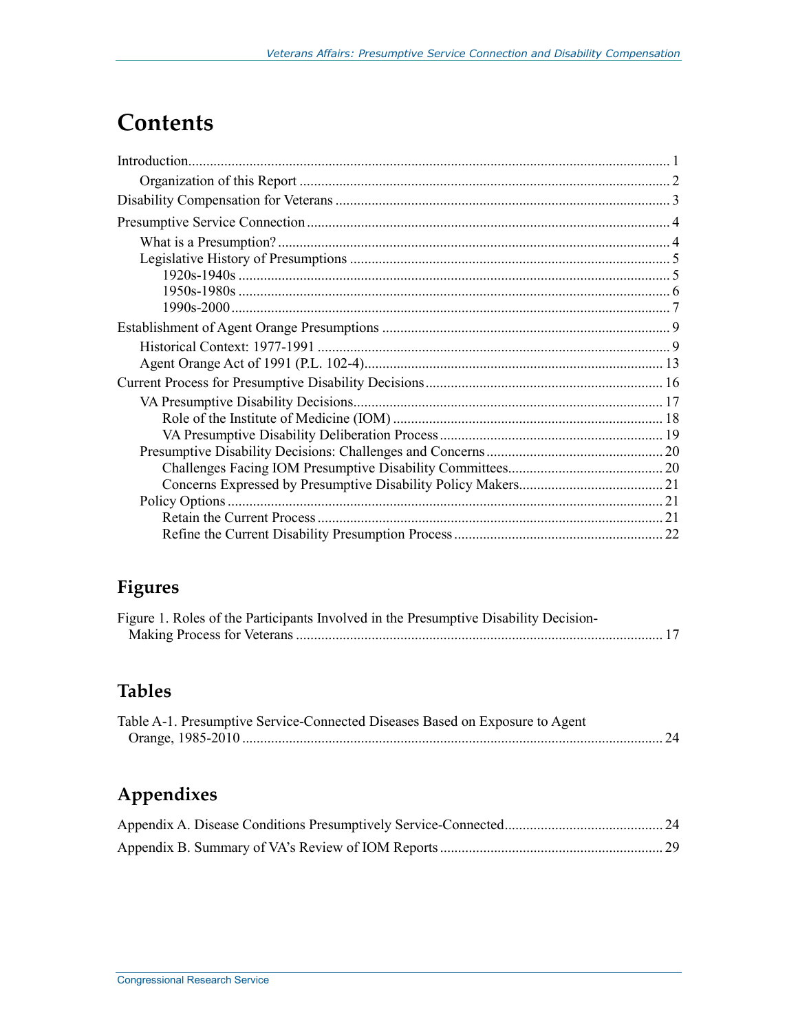# Contents

Introduction ..... 1

- Organization of this Report ..... 2

Disability Compensation for Veterans ..... 3

Presumptive Service Connection ..... 4

- What is a Presumption? ..... 4
- Legislative History of Presumptions ..... 5
  - 1920s-1940s ..... 5
  - 1950s-1980s ..... 6
  - 1990s-2000 ..... 7

Establishment of Agent Orange Presumptions ..... 9

- Historical Context: 1977-1991 ..... 9
- Agent Orange Act of 1991 (P.L. 102-4) ..... 13

Current Process for Presumptive Disability Decisions ..... 16

- VA Presumptive Disability Decisions ..... 17
  - Role of the Institute of Medicine (IOM) ..... 18
  - VA Presumptive Disability Deliberation Process ..... 19
- Presumptive Disability Decisions: Challenges and Concerns ..... 20
  - Challenges Facing IOM Presumptive Disability Committees ..... 20
  - Concerns Expressed by Presumptive Disability Policy Makers ..... 21
- Policy Options ..... 21
  - Retain the Current Process ..... 21
  - Refine the Current Disability Presumption Process ..... 22

## Figures

Figure 1. Roles of the Participants Involved in the Presumptive Disability Decision-Making Process for Veterans ..... 17

## Tables

Table A-1. Presumptive Service-Connected Diseases Based on Exposure to Agent Orange, 1985-2010 ..... 24

## Appendixes

Appendix A. Disease Conditions Presumptively Service-Connected ..... 24

Appendix B. Summary of VA's Review of IOM Reports ..... 29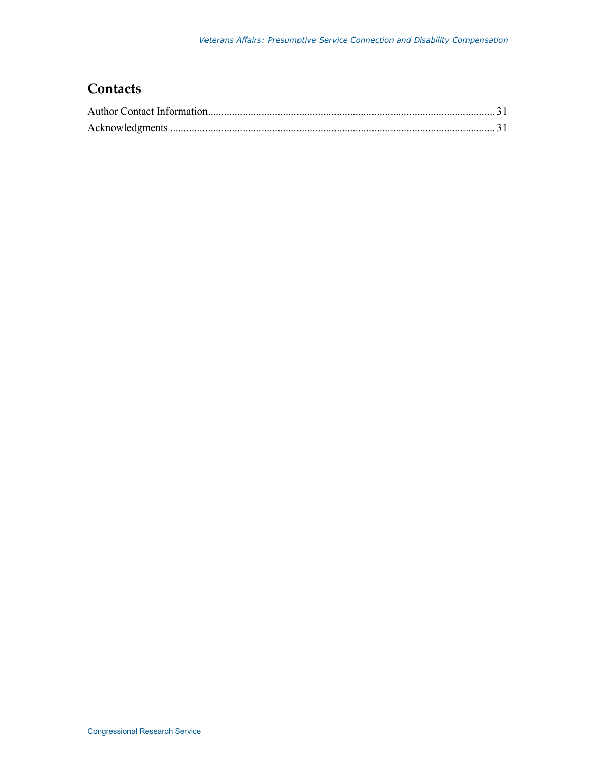## Contacts

Author Contact Information........................................................................................................... 31

Acknowledgments ......................................................................................................................... 31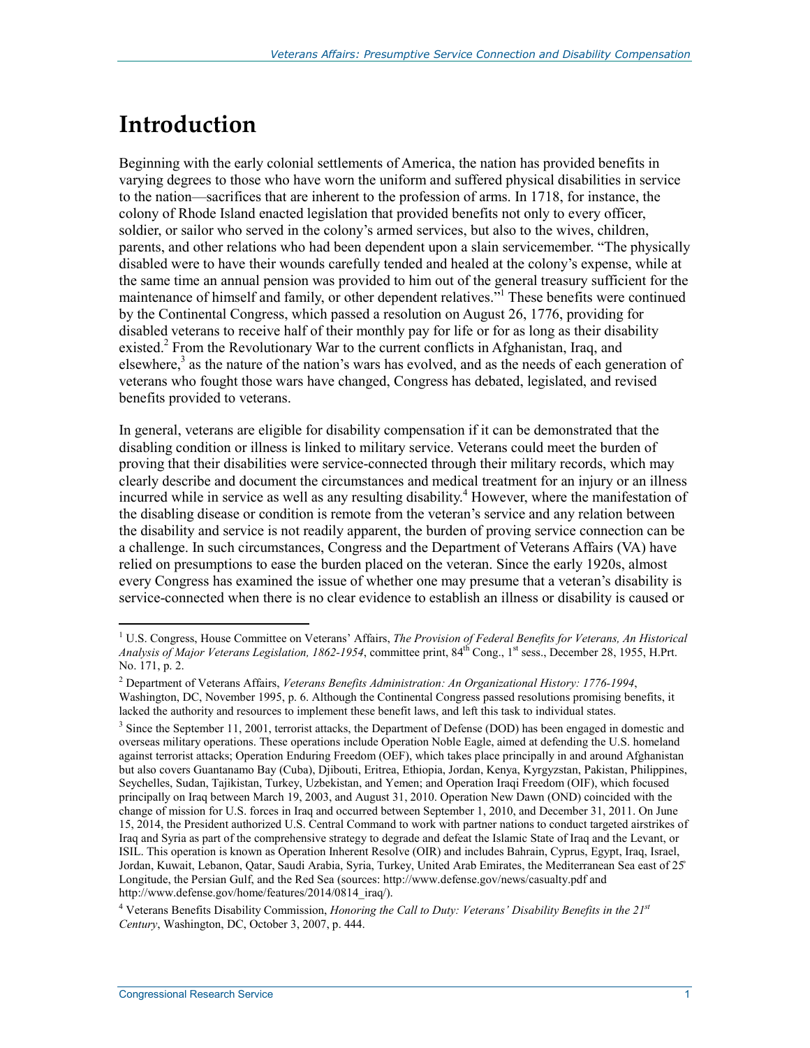# Introduction

Beginning with the early colonial settlements of America, the nation has provided benefits in varying degrees to those who have worn the uniform and suffered physical disabilities in service to the nation—sacrifices that are inherent to the profession of arms. In 1718, for instance, the colony of Rhode Island enacted legislation that provided benefits not only to every officer, soldier, or sailor who served in the colony's armed services, but also to the wives, children, parents, and other relations who had been dependent upon a slain servicemember. "The physically disabled were to have their wounds carefully tended and healed at the colony's expense, while at the same time an annual pension was provided to him out of the general treasury sufficient for the maintenance of himself and family, or other dependent relatives."[1] These benefits were continued by the Continental Congress, which passed a resolution on August 26, 1776, providing for disabled veterans to receive half of their monthly pay for life or for as long as their disability existed.[2] From the Revolutionary War to the current conflicts in Afghanistan, Iraq, and elsewhere,[3] as the nature of the nation's wars has evolved, and as the needs of each generation of veterans who fought those wars have changed, Congress has debated, legislated, and revised benefits provided to veterans.

In general, veterans are eligible for disability compensation if it can be demonstrated that the disabling condition or illness is linked to military service. Veterans could meet the burden of proving that their disabilities were service-connected through their military records, which may clearly describe and document the circumstances and medical treatment for an injury or an illness incurred while in service as well as any resulting disability.[4] However, where the manifestation of the disabling disease or condition is remote from the veteran's service and any relation between the disability and service is not readily apparent, the burden of proving service connection can be a challenge. In such circumstances, Congress and the Department of Veterans Affairs (VA) have relied on presumptions to ease the burden placed on the veteran. Since the early 1920s, almost every Congress has examined the issue of whether one may presume that a veteran's disability is service-connected when there is no clear evidence to establish an illness or disability is caused or

---

[1] U.S. Congress, House Committee on Veterans' Affairs, *The Provision of Federal Benefits for Veterans, An Historical Analysis of Major Veterans Legislation, 1862-1954*, committee print, 84th Cong., 1st sess., December 28, 1955, H.Prt. No. 171, p. 2.

[2] Department of Veterans Affairs, *Veterans Benefits Administration: An Organizational History: 1776-1994*, Washington, DC, November 1995, p. 6. Although the Continental Congress passed resolutions promising benefits, it lacked the authority and resources to implement these benefit laws, and left this task to individual states.

[3] Since the September 11, 2001, terrorist attacks, the Department of Defense (DOD) has been engaged in domestic and overseas military operations. These operations include Operation Noble Eagle, aimed at defending the U.S. homeland against terrorist attacks; Operation Enduring Freedom (OEF), which takes place principally in and around Afghanistan but also covers Guantanamo Bay (Cuba), Djibouti, Eritrea, Ethiopia, Jordan, Kenya, Kyrgyzstan, Pakistan, Philippines, Seychelles, Sudan, Tajikistan, Turkey, Uzbekistan, and Yemen; and Operation Iraqi Freedom (OIF), which focused principally on Iraq between March 19, 2003, and August 31, 2010. Operation New Dawn (OND) coincided with the change of mission for U.S. forces in Iraq and occurred between September 1, 2010, and December 31, 2011. On June 15, 2014, the President authorized U.S. Central Command to work with partner nations to conduct targeted airstrikes of Iraq and Syria as part of the comprehensive strategy to degrade and defeat the Islamic State of Iraq and the Levant, or ISIL. This operation is known as Operation Inherent Resolve (OIR) and includes Bahrain, Cyprus, Egypt, Iraq, Israel, Jordan, Kuwait, Lebanon, Qatar, Saudi Arabia, Syria, Turkey, United Arab Emirates, the Mediterranean Sea east of 25° Longitude, the Persian Gulf, and the Red Sea (sources: http://www.defense.gov/news/casualty.pdf and http://www.defense.gov/home/features/2014/0814_iraq/).

[4] Veterans Benefits Disability Commission, *Honoring the Call to Duty: Veterans' Disability Benefits in the 21st Century*, Washington, DC, October 3, 2007, p. 444.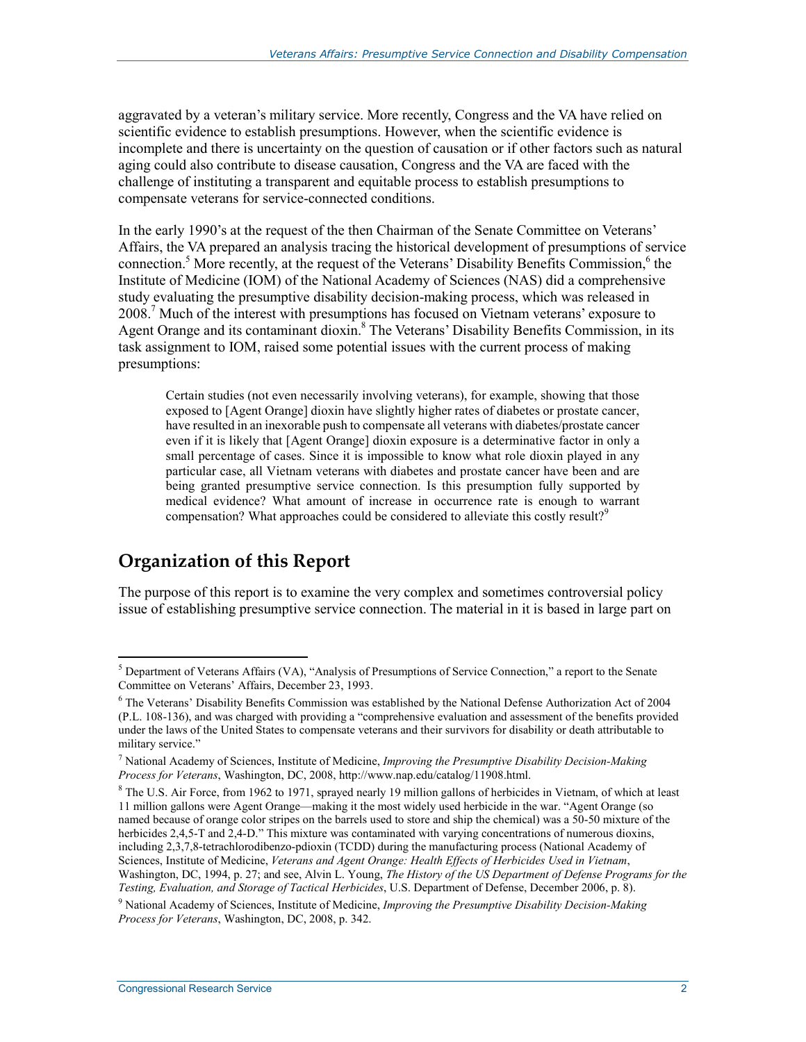aggravated by a veteran's military service. More recently, Congress and the VA have relied on scientific evidence to establish presumptions. However, when the scientific evidence is incomplete and there is uncertainty on the question of causation or if other factors such as natural aging could also contribute to disease causation, Congress and the VA are faced with the challenge of instituting a transparent and equitable process to establish presumptions to compensate veterans for service-connected conditions.

In the early 1990's at the request of the then Chairman of the Senate Committee on Veterans' Affairs, the VA prepared an analysis tracing the historical development of presumptions of service connection.[5] More recently, at the request of the Veterans' Disability Benefits Commission,[6] the Institute of Medicine (IOM) of the National Academy of Sciences (NAS) did a comprehensive study evaluating the presumptive disability decision-making process, which was released in 2008.[7] Much of the interest with presumptions has focused on Vietnam veterans' exposure to Agent Orange and its contaminant dioxin.[8] The Veterans' Disability Benefits Commission, in its task assignment to IOM, raised some potential issues with the current process of making presumptions:

> Certain studies (not even necessarily involving veterans), for example, showing that those exposed to [Agent Orange] dioxin have slightly higher rates of diabetes or prostate cancer, have resulted in an inexorable push to compensate all veterans with diabetes/prostate cancer even if it is likely that [Agent Orange] dioxin exposure is a determinative factor in only a small percentage of cases. Since it is impossible to know what role dioxin played in any particular case, all Vietnam veterans with diabetes and prostate cancer have been and are being granted presumptive service connection. Is this presumption fully supported by medical evidence? What amount of increase in occurrence rate is enough to warrant compensation? What approaches could be considered to alleviate this costly result?[9]

## Organization of this Report

The purpose of this report is to examine the very complex and sometimes controversial policy issue of establishing presumptive service connection. The material in it is based in large part on

---

[5] Department of Veterans Affairs (VA), "Analysis of Presumptions of Service Connection," a report to the Senate Committee on Veterans' Affairs, December 23, 1993.

[6] The Veterans' Disability Benefits Commission was established by the National Defense Authorization Act of 2004 (P.L. 108-136), and was charged with providing a "comprehensive evaluation and assessment of the benefits provided under the laws of the United States to compensate veterans and their survivors for disability or death attributable to military service."

[7] National Academy of Sciences, Institute of Medicine, *Improving the Presumptive Disability Decision-Making Process for Veterans*, Washington, DC, 2008, http://www.nap.edu/catalog/11908.html.

[8] The U.S. Air Force, from 1962 to 1971, sprayed nearly 19 million gallons of herbicides in Vietnam, of which at least 11 million gallons were Agent Orange—making it the most widely used herbicide in the war. "Agent Orange (so named because of orange color stripes on the barrels used to store and ship the chemical) was a 50-50 mixture of the herbicides 2,4,5-T and 2,4-D." This mixture was contaminated with varying concentrations of numerous dioxins, including 2,3,7,8-tetrachlorodibenzo-pdioxin (TCDD) during the manufacturing process (National Academy of Sciences, Institute of Medicine, *Veterans and Agent Orange: Health Effects of Herbicides Used in Vietnam*, Washington, DC, 1994, p. 27; and see, Alvin L. Young, *The History of the US Department of Defense Programs for the Testing, Evaluation, and Storage of Tactical Herbicides*, U.S. Department of Defense, December 2006, p. 8).

[9] National Academy of Sciences, Institute of Medicine, *Improving the Presumptive Disability Decision-Making Process for Veterans*, Washington, DC, 2008, p. 342.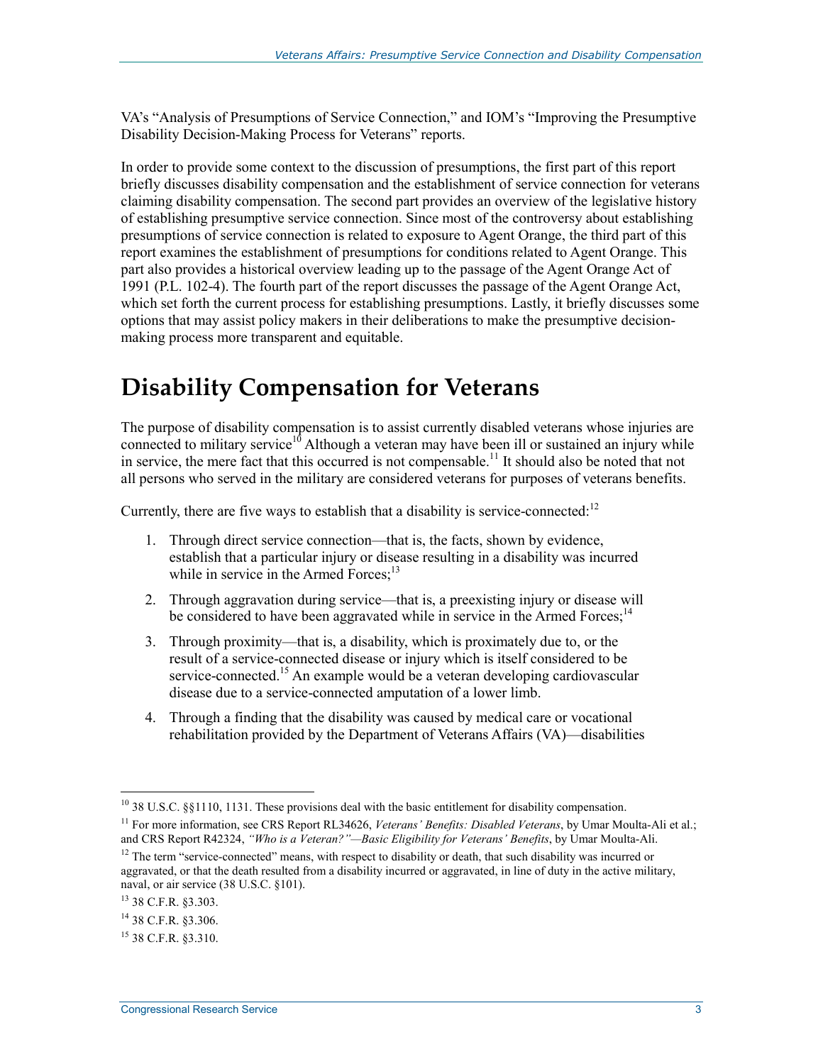VA's "Analysis of Presumptions of Service Connection," and IOM's "Improving the Presumptive Disability Decision-Making Process for Veterans" reports.

In order to provide some context to the discussion of presumptions, the first part of this report briefly discusses disability compensation and the establishment of service connection for veterans claiming disability compensation. The second part provides an overview of the legislative history of establishing presumptive service connection. Since most of the controversy about establishing presumptions of service connection is related to exposure to Agent Orange, the third part of this report examines the establishment of presumptions for conditions related to Agent Orange. This part also provides a historical overview leading up to the passage of the Agent Orange Act of 1991 (P.L. 102-4). The fourth part of the report discusses the passage of the Agent Orange Act, which set forth the current process for establishing presumptions. Lastly, it briefly discusses some options that may assist policy makers in their deliberations to make the presumptive decision-making process more transparent and equitable.

# Disability Compensation for Veterans

The purpose of disability compensation is to assist currently disabled veterans whose injuries are connected to military service[10] Although a veteran may have been ill or sustained an injury while in service, the mere fact that this occurred is not compensable.[11] It should also be noted that not all persons who served in the military are considered veterans for purposes of veterans benefits.

Currently, there are five ways to establish that a disability is service-connected:[12]

1. Through direct service connection—that is, the facts, shown by evidence, establish that a particular injury or disease resulting in a disability was incurred while in service in the Armed Forces;[13]
2. Through aggravation during service—that is, a preexisting injury or disease will be considered to have been aggravated while in service in the Armed Forces;[14]
3. Through proximity—that is, a disability, which is proximately due to, or the result of a service-connected disease or injury which is itself considered to be service-connected.[15] An example would be a veteran developing cardiovascular disease due to a service-connected amputation of a lower limb.
4. Through a finding that the disability was caused by medical care or vocational rehabilitation provided by the Department of Veterans Affairs (VA)—disabilities

---

[10] 38 U.S.C. §§1110, 1131. These provisions deal with the basic entitlement for disability compensation.

[11] For more information, see CRS Report RL34626, *Veterans' Benefits: Disabled Veterans*, by Umar Moulta-Ali et al.; and CRS Report R42324, *"Who is a Veteran?"—Basic Eligibility for Veterans' Benefits*, by Umar Moulta-Ali.

[12] The term "service-connected" means, with respect to disability or death, that such disability was incurred or aggravated, or that the death resulted from a disability incurred or aggravated, in line of duty in the active military, naval, or air service (38 U.S.C. §101).

[13] 38 C.F.R. §3.303.

[14] 38 C.F.R. §3.306.

[15] 38 C.F.R. §3.310.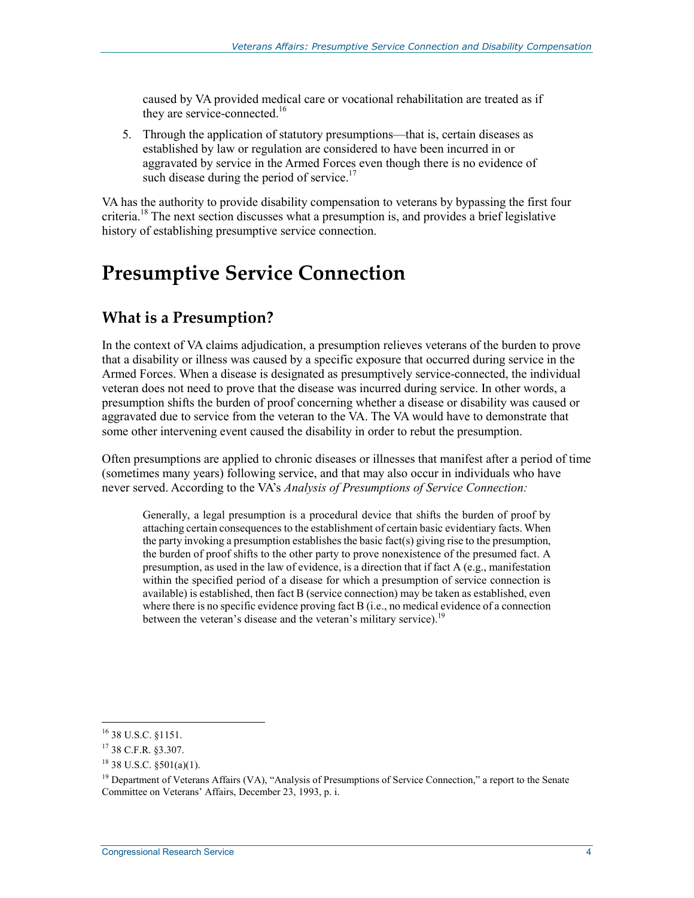caused by VA provided medical care or vocational rehabilitation are treated as if they are service-connected.[16]

5. Through the application of statutory presumptions—that is, certain diseases as established by law or regulation are considered to have been incurred in or aggravated by service in the Armed Forces even though there is no evidence of such disease during the period of service.[17]

VA has the authority to provide disability compensation to veterans by bypassing the first four criteria.[18] The next section discusses what a presumption is, and provides a brief legislative history of establishing presumptive service connection.

# Presumptive Service Connection

## What is a Presumption?

In the context of VA claims adjudication, a presumption relieves veterans of the burden to prove that a disability or illness was caused by a specific exposure that occurred during service in the Armed Forces. When a disease is designated as presumptively service-connected, the individual veteran does not need to prove that the disease was incurred during service. In other words, a presumption shifts the burden of proof concerning whether a disease or disability was caused or aggravated due to service from the veteran to the VA. The VA would have to demonstrate that some other intervening event caused the disability in order to rebut the presumption.

Often presumptions are applied to chronic diseases or illnesses that manifest after a period of time (sometimes many years) following service, and that may also occur in individuals who have never served. According to the VA's *Analysis of Presumptions of Service Connection:*

> Generally, a legal presumption is a procedural device that shifts the burden of proof by attaching certain consequences to the establishment of certain basic evidentiary facts. When the party invoking a presumption establishes the basic fact(s) giving rise to the presumption, the burden of proof shifts to the other party to prove nonexistence of the presumed fact. A presumption, as used in the law of evidence, is a direction that if fact A (e.g., manifestation within the specified period of a disease for which a presumption of service connection is available) is established, then fact B (service connection) may be taken as established, even where there is no specific evidence proving fact B (i.e., no medical evidence of a connection between the veteran's disease and the veteran's military service).[19]

---

[16] 38 U.S.C. §1151.

[17] 38 C.F.R. §3.307.

[18] 38 U.S.C. §501(a)(1).

[19] Department of Veterans Affairs (VA), "Analysis of Presumptions of Service Connection," a report to the Senate Committee on Veterans' Affairs, December 23, 1993, p. i.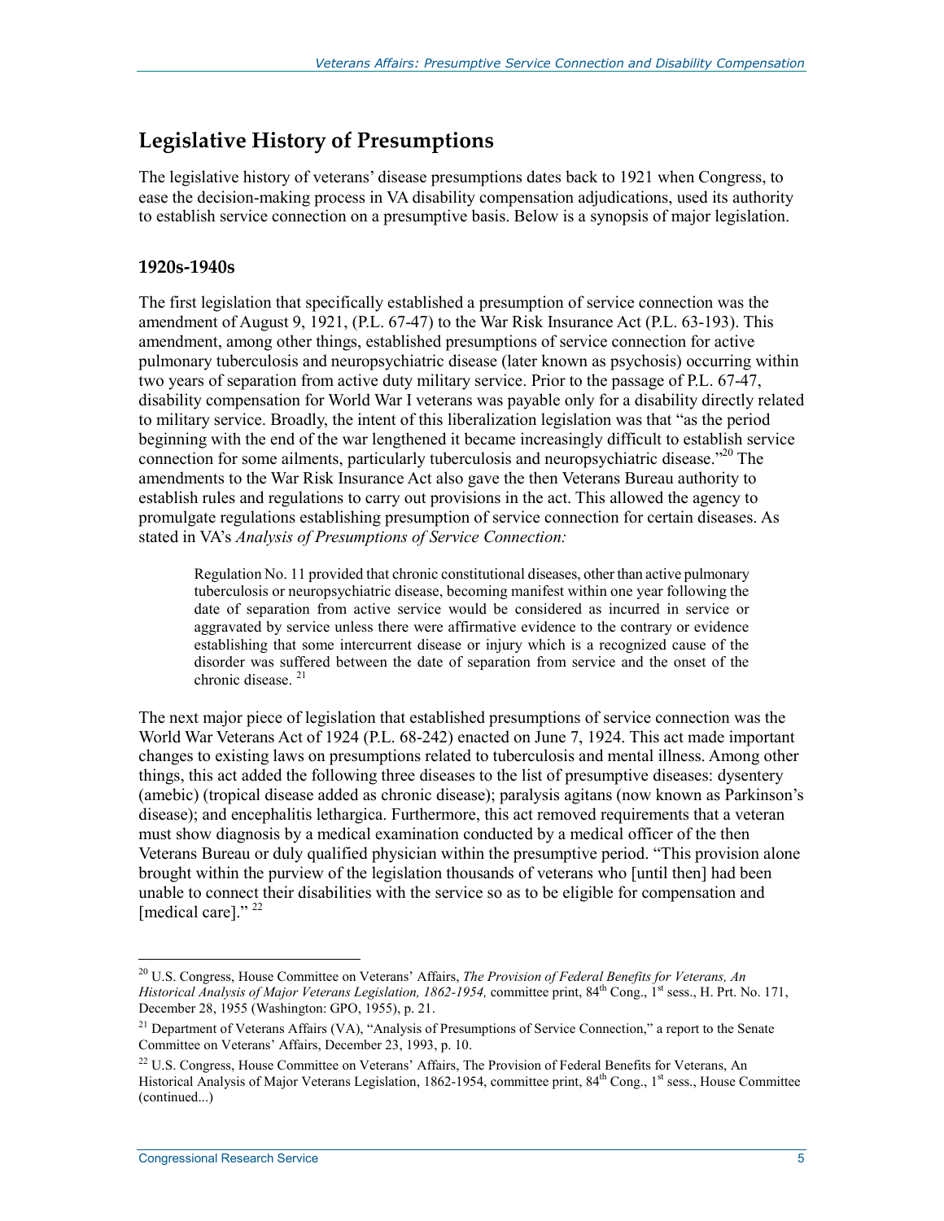## Legislative History of Presumptions

The legislative history of veterans' disease presumptions dates back to 1921 when Congress, to ease the decision-making process in VA disability compensation adjudications, used its authority to establish service connection on a presumptive basis. Below is a synopsis of major legislation.

### 1920s-1940s

The first legislation that specifically established a presumption of service connection was the amendment of August 9, 1921, (P.L. 67-47) to the War Risk Insurance Act (P.L. 63-193). This amendment, among other things, established presumptions of service connection for active pulmonary tuberculosis and neuropsychiatric disease (later known as psychosis) occurring within two years of separation from active duty military service. Prior to the passage of P.L. 67-47, disability compensation for World War I veterans was payable only for a disability directly related to military service. Broadly, the intent of this liberalization legislation was that "as the period beginning with the end of the war lengthened it became increasingly difficult to establish service connection for some ailments, particularly tuberculosis and neuropsychiatric disease."[20] The amendments to the War Risk Insurance Act also gave the then Veterans Bureau authority to establish rules and regulations to carry out provisions in the act. This allowed the agency to promulgate regulations establishing presumption of service connection for certain diseases. As stated in VA's *Analysis of Presumptions of Service Connection:*

> Regulation No. 11 provided that chronic constitutional diseases, other than active pulmonary tuberculosis or neuropsychiatric disease, becoming manifest within one year following the date of separation from active service would be considered as incurred in service or aggravated by service unless there were affirmative evidence to the contrary or evidence establishing that some intercurrent disease or injury which is a recognized cause of the disorder was suffered between the date of separation from service and the onset of the chronic disease. [21]

The next major piece of legislation that established presumptions of service connection was the World War Veterans Act of 1924 (P.L. 68-242) enacted on June 7, 1924. This act made important changes to existing laws on presumptions related to tuberculosis and mental illness. Among other things, this act added the following three diseases to the list of presumptive diseases: dysentery (amebic) (tropical disease added as chronic disease); paralysis agitans (now known as Parkinson's disease); and encephalitis lethargica. Furthermore, this act removed requirements that a veteran must show diagnosis by a medical examination conducted by a medical officer of the then Veterans Bureau or duly qualified physician within the presumptive period. "This provision alone brought within the purview of the legislation thousands of veterans who [until then] had been unable to connect their disabilities with the service so as to be eligible for compensation and [medical care]." [22]

---

[20] U.S. Congress, House Committee on Veterans' Affairs, *The Provision of Federal Benefits for Veterans, An Historical Analysis of Major Veterans Legislation, 1862-1954,* committee print, 84th Cong., 1st sess., H. Prt. No. 171, December 28, 1955 (Washington: GPO, 1955), p. 21.

[21] Department of Veterans Affairs (VA), "Analysis of Presumptions of Service Connection," a report to the Senate Committee on Veterans' Affairs, December 23, 1993, p. 10.

[22] U.S. Congress, House Committee on Veterans' Affairs, The Provision of Federal Benefits for Veterans, An Historical Analysis of Major Veterans Legislation, 1862-1954, committee print, 84th Cong., 1st sess., House Committee (continued...)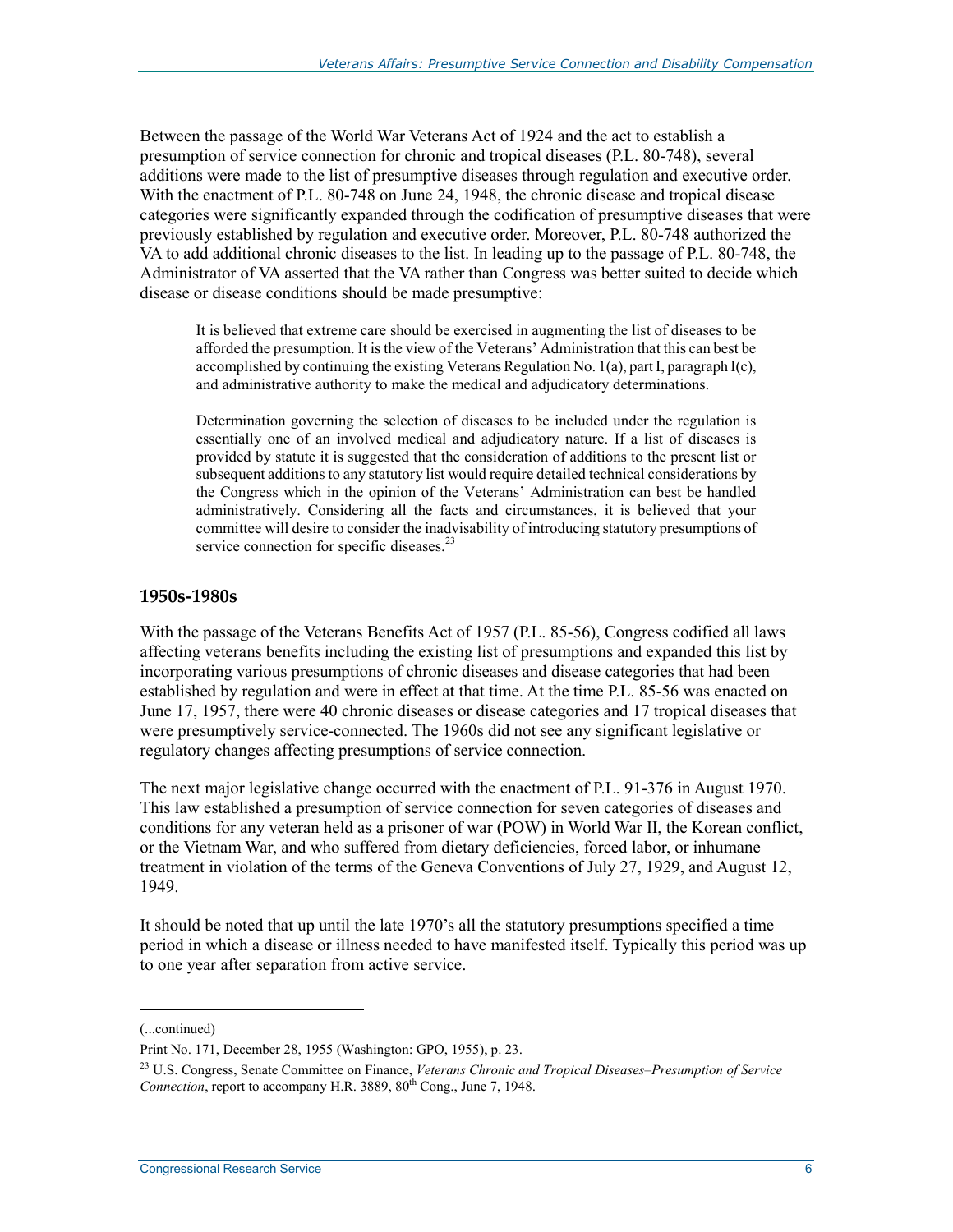Between the passage of the World War Veterans Act of 1924 and the act to establish a presumption of service connection for chronic and tropical diseases (P.L. 80-748), several additions were made to the list of presumptive diseases through regulation and executive order. With the enactment of P.L. 80-748 on June 24, 1948, the chronic disease and tropical disease categories were significantly expanded through the codification of presumptive diseases that were previously established by regulation and executive order. Moreover, P.L. 80-748 authorized the VA to add additional chronic diseases to the list. In leading up to the passage of P.L. 80-748, the Administrator of VA asserted that the VA rather than Congress was better suited to decide which disease or disease conditions should be made presumptive:

> It is believed that extreme care should be exercised in augmenting the list of diseases to be afforded the presumption. It is the view of the Veterans' Administration that this can best be accomplished by continuing the existing Veterans Regulation No. 1(a), part I, paragraph I(c), and administrative authority to make the medical and adjudicatory determinations.
>
> Determination governing the selection of diseases to be included under the regulation is essentially one of an involved medical and adjudicatory nature. If a list of diseases is provided by statute it is suggested that the consideration of additions to the present list or subsequent additions to any statutory list would require detailed technical considerations by the Congress which in the opinion of the Veterans' Administration can best be handled administratively. Considering all the facts and circumstances, it is believed that your committee will desire to consider the inadvisability of introducing statutory presumptions of service connection for specific diseases.[23]

### 1950s-1980s

With the passage of the Veterans Benefits Act of 1957 (P.L. 85-56), Congress codified all laws affecting veterans benefits including the existing list of presumptions and expanded this list by incorporating various presumptions of chronic diseases and disease categories that had been established by regulation and were in effect at that time. At the time P.L. 85-56 was enacted on June 17, 1957, there were 40 chronic diseases or disease categories and 17 tropical diseases that were presumptively service-connected. The 1960s did not see any significant legislative or regulatory changes affecting presumptions of service connection.

The next major legislative change occurred with the enactment of P.L. 91-376 in August 1970. This law established a presumption of service connection for seven categories of diseases and conditions for any veteran held as a prisoner of war (POW) in World War II, the Korean conflict, or the Vietnam War, and who suffered from dietary deficiencies, forced labor, or inhumane treatment in violation of the terms of the Geneva Conventions of July 27, 1929, and August 12, 1949.

It should be noted that up until the late 1970's all the statutory presumptions specified a time period in which a disease or illness needed to have manifested itself. Typically this period was up to one year after separation from active service.

---

(...continued)

Print No. 171, December 28, 1955 (Washington: GPO, 1955), p. 23.

[23] U.S. Congress, Senate Committee on Finance, *Veterans Chronic and Tropical Diseases–Presumption of Service Connection*, report to accompany H.R. 3889, 80th Cong., June 7, 1948.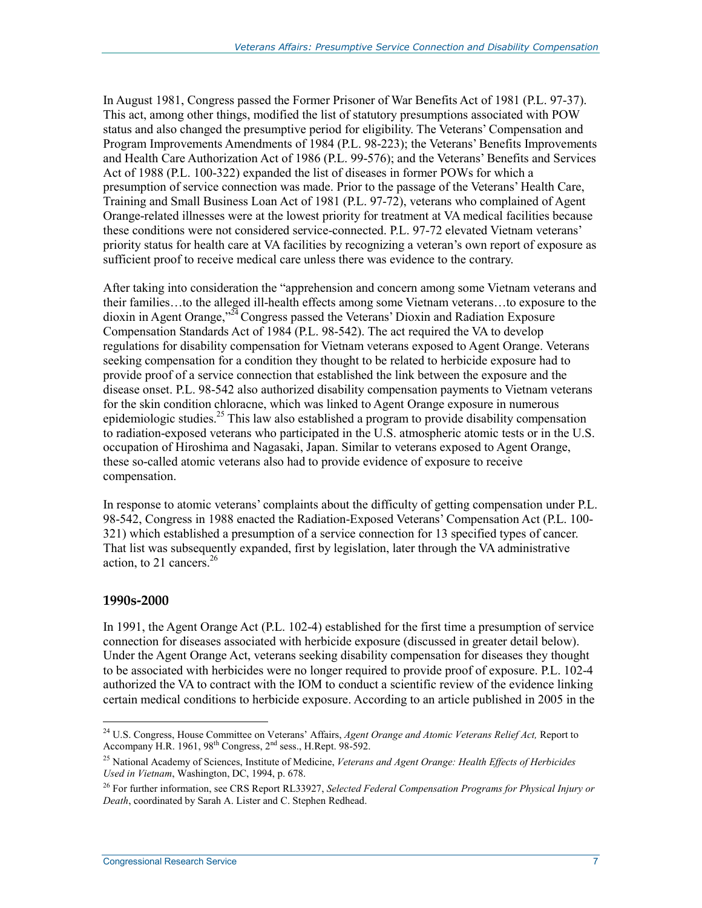In August 1981, Congress passed the Former Prisoner of War Benefits Act of 1981 (P.L. 97-37). This act, among other things, modified the list of statutory presumptions associated with POW status and also changed the presumptive period for eligibility. The Veterans' Compensation and Program Improvements Amendments of 1984 (P.L. 98-223); the Veterans' Benefits Improvements and Health Care Authorization Act of 1986 (P.L. 99-576); and the Veterans' Benefits and Services Act of 1988 (P.L. 100-322) expanded the list of diseases in former POWs for which a presumption of service connection was made. Prior to the passage of the Veterans' Health Care, Training and Small Business Loan Act of 1981 (P.L. 97-72), veterans who complained of Agent Orange-related illnesses were at the lowest priority for treatment at VA medical facilities because these conditions were not considered service-connected. P.L. 97-72 elevated Vietnam veterans' priority status for health care at VA facilities by recognizing a veteran's own report of exposure as sufficient proof to receive medical care unless there was evidence to the contrary.

After taking into consideration the "apprehension and concern among some Vietnam veterans and their families…to the alleged ill-health effects among some Vietnam veterans…to exposure to the dioxin in Agent Orange,"[24] Congress passed the Veterans' Dioxin and Radiation Exposure Compensation Standards Act of 1984 (P.L. 98-542). The act required the VA to develop regulations for disability compensation for Vietnam veterans exposed to Agent Orange. Veterans seeking compensation for a condition they thought to be related to herbicide exposure had to provide proof of a service connection that established the link between the exposure and the disease onset. P.L. 98-542 also authorized disability compensation payments to Vietnam veterans for the skin condition chloracne, which was linked to Agent Orange exposure in numerous epidemiologic studies.[25] This law also established a program to provide disability compensation to radiation-exposed veterans who participated in the U.S. atmospheric atomic tests or in the U.S. occupation of Hiroshima and Nagasaki, Japan. Similar to veterans exposed to Agent Orange, these so-called atomic veterans also had to provide evidence of exposure to receive compensation.

In response to atomic veterans' complaints about the difficulty of getting compensation under P.L. 98-542, Congress in 1988 enacted the Radiation-Exposed Veterans' Compensation Act (P.L. 100-321) which established a presumption of a service connection for 13 specified types of cancer. That list was subsequently expanded, first by legislation, later through the VA administrative action, to 21 cancers.[26]

### 1990s-2000

In 1991, the Agent Orange Act (P.L. 102-4) established for the first time a presumption of service connection for diseases associated with herbicide exposure (discussed in greater detail below). Under the Agent Orange Act, veterans seeking disability compensation for diseases they thought to be associated with herbicides were no longer required to provide proof of exposure. P.L. 102-4 authorized the VA to contract with the IOM to conduct a scientific review of the evidence linking certain medical conditions to herbicide exposure. According to an article published in 2005 in the

---

[24] U.S. Congress, House Committee on Veterans' Affairs, *Agent Orange and Atomic Veterans Relief Act,* Report to Accompany H.R. 1961, 98th Congress, 2nd sess., H.Rept. 98-592.

[25] National Academy of Sciences, Institute of Medicine, *Veterans and Agent Orange: Health Effects of Herbicides Used in Vietnam*, Washington, DC, 1994, p. 678.

[26] For further information, see CRS Report RL33927, *Selected Federal Compensation Programs for Physical Injury or Death*, coordinated by Sarah A. Lister and C. Stephen Redhead.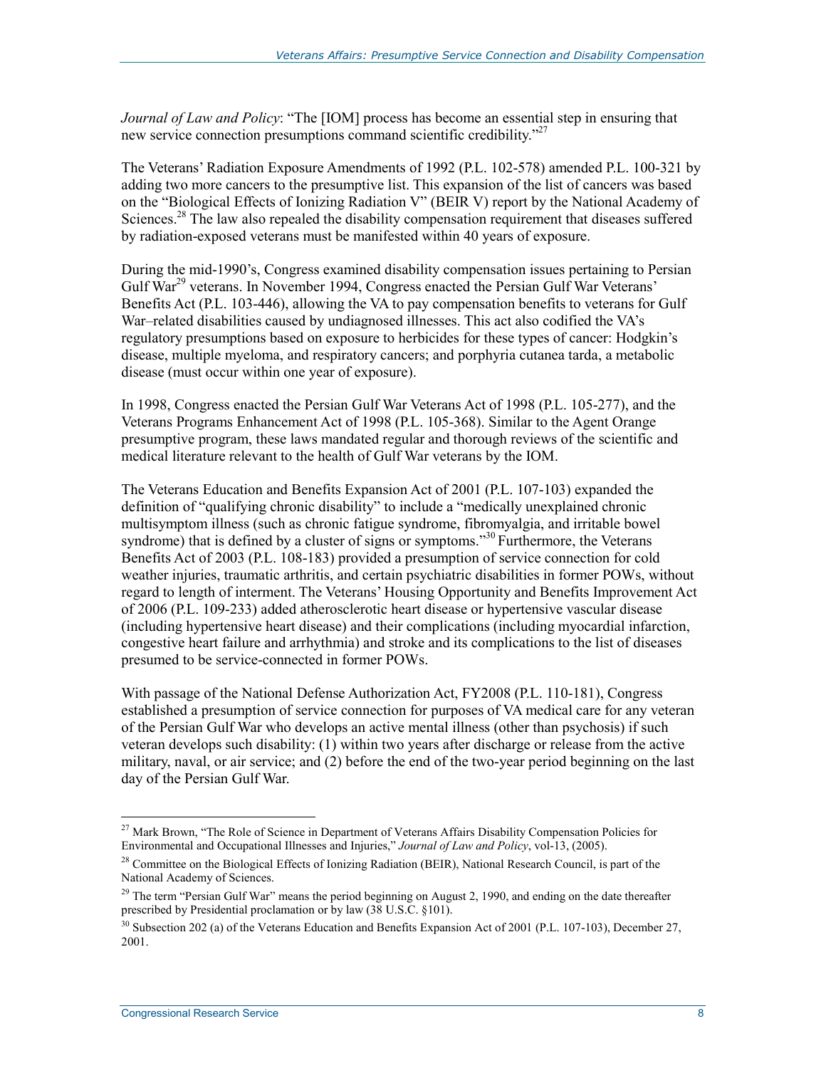*Journal of Law and Policy*: "The [IOM] process has become an essential step in ensuring that new service connection presumptions command scientific credibility."[27]

The Veterans' Radiation Exposure Amendments of 1992 (P.L. 102-578) amended P.L. 100-321 by adding two more cancers to the presumptive list. This expansion of the list of cancers was based on the "Biological Effects of Ionizing Radiation V" (BEIR V) report by the National Academy of Sciences.[28] The law also repealed the disability compensation requirement that diseases suffered by radiation-exposed veterans must be manifested within 40 years of exposure.

During the mid-1990's, Congress examined disability compensation issues pertaining to Persian Gulf War[29] veterans. In November 1994, Congress enacted the Persian Gulf War Veterans' Benefits Act (P.L. 103-446), allowing the VA to pay compensation benefits to veterans for Gulf War–related disabilities caused by undiagnosed illnesses. This act also codified the VA's regulatory presumptions based on exposure to herbicides for these types of cancer: Hodgkin's disease, multiple myeloma, and respiratory cancers; and porphyria cutanea tarda, a metabolic disease (must occur within one year of exposure).

In 1998, Congress enacted the Persian Gulf War Veterans Act of 1998 (P.L. 105-277), and the Veterans Programs Enhancement Act of 1998 (P.L. 105-368). Similar to the Agent Orange presumptive program, these laws mandated regular and thorough reviews of the scientific and medical literature relevant to the health of Gulf War veterans by the IOM.

The Veterans Education and Benefits Expansion Act of 2001 (P.L. 107-103) expanded the definition of "qualifying chronic disability" to include a "medically unexplained chronic multisymptom illness (such as chronic fatigue syndrome, fibromyalgia, and irritable bowel syndrome) that is defined by a cluster of signs or symptoms."[30] Furthermore, the Veterans Benefits Act of 2003 (P.L. 108-183) provided a presumption of service connection for cold weather injuries, traumatic arthritis, and certain psychiatric disabilities in former POWs, without regard to length of interment. The Veterans' Housing Opportunity and Benefits Improvement Act of 2006 (P.L. 109-233) added atherosclerotic heart disease or hypertensive vascular disease (including hypertensive heart disease) and their complications (including myocardial infarction, congestive heart failure and arrhythmia) and stroke and its complications to the list of diseases presumed to be service-connected in former POWs.

With passage of the National Defense Authorization Act, FY2008 (P.L. 110-181), Congress established a presumption of service connection for purposes of VA medical care for any veteran of the Persian Gulf War who develops an active mental illness (other than psychosis) if such veteran develops such disability: (1) within two years after discharge or release from the active military, naval, or air service; and (2) before the end of the two-year period beginning on the last day of the Persian Gulf War.

---

[27] Mark Brown, "The Role of Science in Department of Veterans Affairs Disability Compensation Policies for Environmental and Occupational Illnesses and Injuries," *Journal of Law and Policy*, vol-13, (2005).

[28] Committee on the Biological Effects of Ionizing Radiation (BEIR), National Research Council, is part of the National Academy of Sciences.

[29] The term "Persian Gulf War" means the period beginning on August 2, 1990, and ending on the date thereafter prescribed by Presidential proclamation or by law (38 U.S.C. §101).

[30] Subsection 202 (a) of the Veterans Education and Benefits Expansion Act of 2001 (P.L. 107-103), December 27, 2001.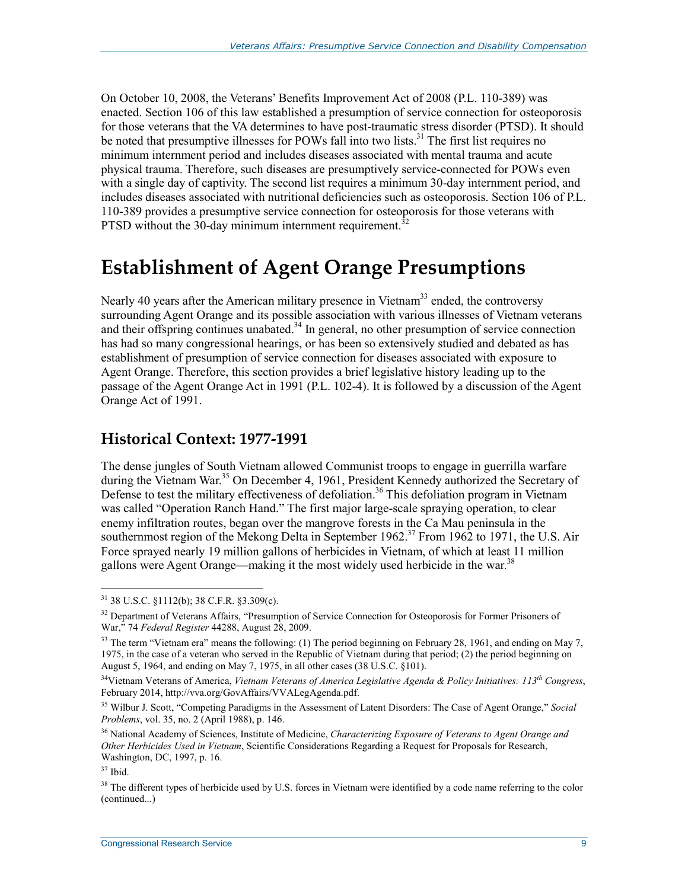On October 10, 2008, the Veterans' Benefits Improvement Act of 2008 (P.L. 110-389) was enacted. Section 106 of this law established a presumption of service connection for osteoporosis for those veterans that the VA determines to have post-traumatic stress disorder (PTSD). It should be noted that presumptive illnesses for POWs fall into two lists.[31] The first list requires no minimum internment period and includes diseases associated with mental trauma and acute physical trauma. Therefore, such diseases are presumptively service-connected for POWs even with a single day of captivity. The second list requires a minimum 30-day internment period, and includes diseases associated with nutritional deficiencies such as osteoporosis. Section 106 of P.L. 110-389 provides a presumptive service connection for osteoporosis for those veterans with PTSD without the 30-day minimum internment requirement.[32]

# Establishment of Agent Orange Presumptions

Nearly 40 years after the American military presence in Vietnam[33] ended, the controversy surrounding Agent Orange and its possible association with various illnesses of Vietnam veterans and their offspring continues unabated.[34] In general, no other presumption of service connection has had so many congressional hearings, or has been so extensively studied and debated as has establishment of presumption of service connection for diseases associated with exposure to Agent Orange. Therefore, this section provides a brief legislative history leading up to the passage of the Agent Orange Act in 1991 (P.L. 102-4). It is followed by a discussion of the Agent Orange Act of 1991.

## Historical Context: 1977-1991

The dense jungles of South Vietnam allowed Communist troops to engage in guerrilla warfare during the Vietnam War.[35] On December 4, 1961, President Kennedy authorized the Secretary of Defense to test the military effectiveness of defoliation.[36] This defoliation program in Vietnam was called "Operation Ranch Hand." The first major large-scale spraying operation, to clear enemy infiltration routes, began over the mangrove forests in the Ca Mau peninsula in the southernmost region of the Mekong Delta in September 1962.[37] From 1962 to 1971, the U.S. Air Force sprayed nearly 19 million gallons of herbicides in Vietnam, of which at least 11 million gallons were Agent Orange—making it the most widely used herbicide in the war.[38]

---

[31] 38 U.S.C. §1112(b); 38 C.F.R. §3.309(c).

[32] Department of Veterans Affairs, "Presumption of Service Connection for Osteoporosis for Former Prisoners of War," 74 *Federal Register* 44288, August 28, 2009.

[33] The term "Vietnam era" means the following: (1) The period beginning on February 28, 1961, and ending on May 7, 1975, in the case of a veteran who served in the Republic of Vietnam during that period; (2) the period beginning on August 5, 1964, and ending on May 7, 1975, in all other cases (38 U.S.C. §101).

[34] Vietnam Veterans of America, *Vietnam Veterans of America Legislative Agenda & Policy Initiatives: 113th Congress*, February 2014, http://vva.org/GovAffairs/VVALegAgenda.pdf.

[35] Wilbur J. Scott, "Competing Paradigms in the Assessment of Latent Disorders: The Case of Agent Orange," *Social Problems*, vol. 35, no. 2 (April 1988), p. 146.

[36] National Academy of Sciences, Institute of Medicine, *Characterizing Exposure of Veterans to Agent Orange and Other Herbicides Used in Vietnam*, Scientific Considerations Regarding a Request for Proposals for Research, Washington, DC, 1997, p. 16.

[37] Ibid.

[38] The different types of herbicide used by U.S. forces in Vietnam were identified by a code name referring to the color (continued...)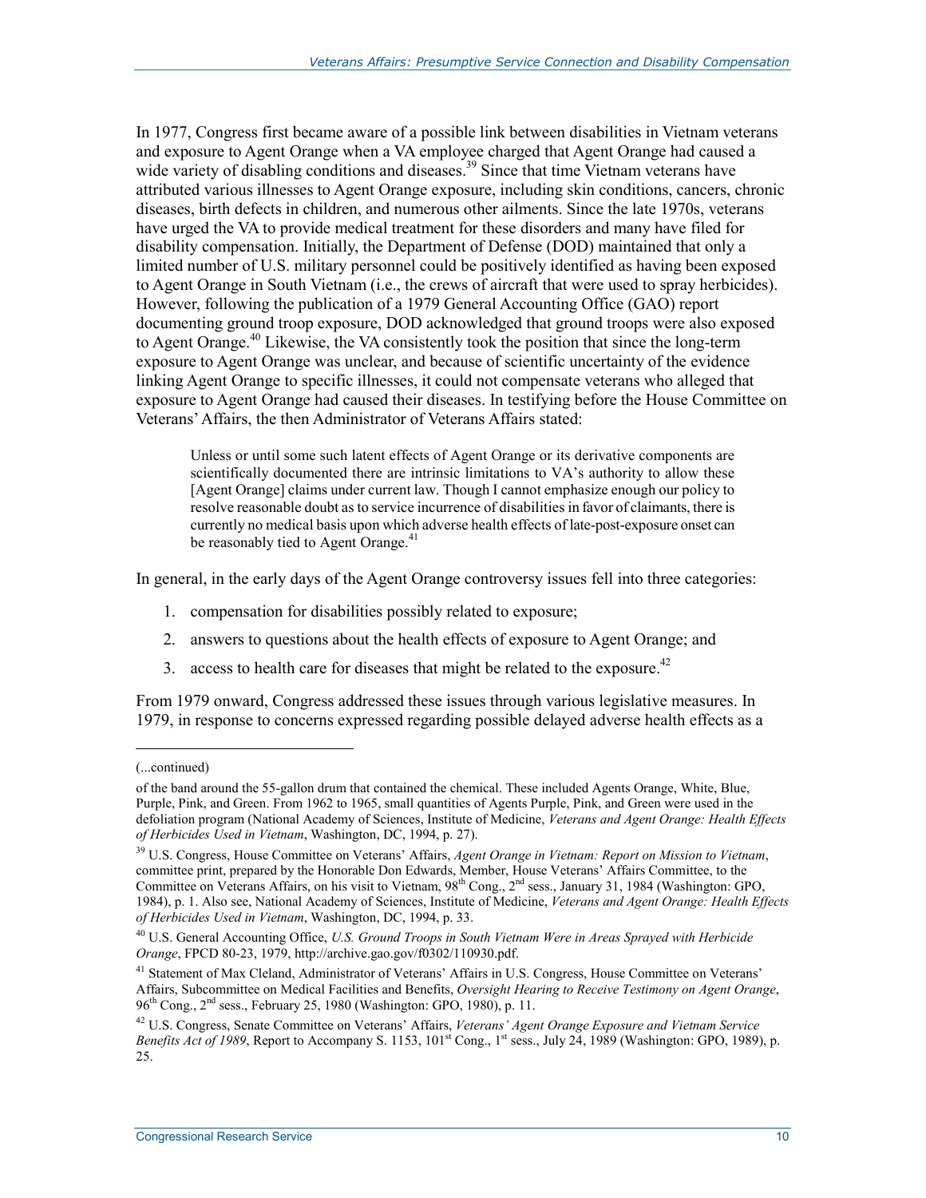In 1977, Congress first became aware of a possible link between disabilities in Vietnam veterans and exposure to Agent Orange when a VA employee charged that Agent Orange had caused a wide variety of disabling conditions and diseases.[39] Since that time Vietnam veterans have attributed various illnesses to Agent Orange exposure, including skin conditions, cancers, chronic diseases, birth defects in children, and numerous other ailments. Since the late 1970s, veterans have urged the VA to provide medical treatment for these disorders and many have filed for disability compensation. Initially, the Department of Defense (DOD) maintained that only a limited number of U.S. military personnel could be positively identified as having been exposed to Agent Orange in South Vietnam (i.e., the crews of aircraft that were used to spray herbicides). However, following the publication of a 1979 General Accounting Office (GAO) report documenting ground troop exposure, DOD acknowledged that ground troops were also exposed to Agent Orange.[40] Likewise, the VA consistently took the position that since the long-term exposure to Agent Orange was unclear, and because of scientific uncertainty of the evidence linking Agent Orange to specific illnesses, it could not compensate veterans who alleged that exposure to Agent Orange had caused their diseases. In testifying before the House Committee on Veterans' Affairs, the then Administrator of Veterans Affairs stated:

> Unless or until some such latent effects of Agent Orange or its derivative components are scientifically documented there are intrinsic limitations to VA's authority to allow these [Agent Orange] claims under current law. Though I cannot emphasize enough our policy to resolve reasonable doubt as to service incurrence of disabilities in favor of claimants, there is currently no medical basis upon which adverse health effects of late-post-exposure onset can be reasonably tied to Agent Orange.[41]

In general, in the early days of the Agent Orange controversy issues fell into three categories:

1. compensation for disabilities possibly related to exposure;
2. answers to questions about the health effects of exposure to Agent Orange; and
3. access to health care for diseases that might be related to the exposure.[42]

From 1979 onward, Congress addressed these issues through various legislative measures. In 1979, in response to concerns expressed regarding possible delayed adverse health effects as a

---

(...continued)

of the band around the 55-gallon drum that contained the chemical. These included Agents Orange, White, Blue, Purple, Pink, and Green. From 1962 to 1965, small quantities of Agents Purple, Pink, and Green were used in the defoliation program (National Academy of Sciences, Institute of Medicine, *Veterans and Agent Orange: Health Effects of Herbicides Used in Vietnam*, Washington, DC, 1994, p. 27).

[39] U.S. Congress, House Committee on Veterans' Affairs, *Agent Orange in Vietnam: Report on Mission to Vietnam*, committee print, prepared by the Honorable Don Edwards, Member, House Veterans' Affairs Committee, to the Committee on Veterans Affairs, on his visit to Vietnam, 98th Cong., 2nd sess., January 31, 1984 (Washington: GPO, 1984), p. 1. Also see, National Academy of Sciences, Institute of Medicine, *Veterans and Agent Orange: Health Effects of Herbicides Used in Vietnam*, Washington, DC, 1994, p. 33.

[40] U.S. General Accounting Office, *U.S. Ground Troops in South Vietnam Were in Areas Sprayed with Herbicide Orange*, FPCD 80-23, 1979, http://archive.gao.gov/f0302/110930.pdf.

[41] Statement of Max Cleland, Administrator of Veterans' Affairs in U.S. Congress, House Committee on Veterans' Affairs, Subcommittee on Medical Facilities and Benefits, *Oversight Hearing to Receive Testimony on Agent Orange*, 96th Cong., 2nd sess., February 25, 1980 (Washington: GPO, 1980), p. 11.

[42] U.S. Congress, Senate Committee on Veterans' Affairs, *Veterans' Agent Orange Exposure and Vietnam Service Benefits Act of 1989*, Report to Accompany S. 1153, 101st Cong., 1st sess., July 24, 1989 (Washington: GPO, 1989), p. 25.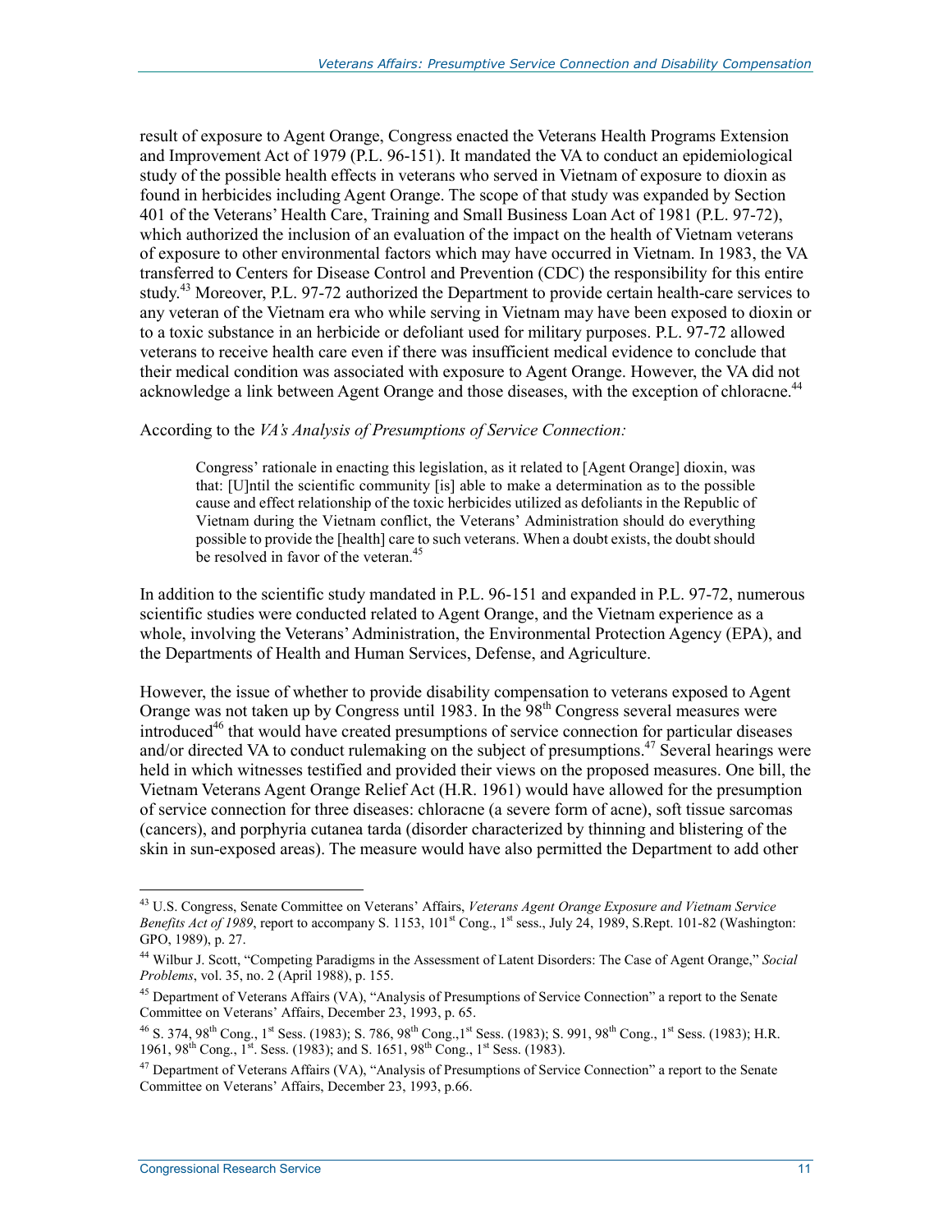result of exposure to Agent Orange, Congress enacted the Veterans Health Programs Extension and Improvement Act of 1979 (P.L. 96-151). It mandated the VA to conduct an epidemiological study of the possible health effects in veterans who served in Vietnam of exposure to dioxin as found in herbicides including Agent Orange. The scope of that study was expanded by Section 401 of the Veterans' Health Care, Training and Small Business Loan Act of 1981 (P.L. 97-72), which authorized the inclusion of an evaluation of the impact on the health of Vietnam veterans of exposure to other environmental factors which may have occurred in Vietnam. In 1983, the VA transferred to Centers for Disease Control and Prevention (CDC) the responsibility for this entire study.[43] Moreover, P.L. 97-72 authorized the Department to provide certain health-care services to any veteran of the Vietnam era who while serving in Vietnam may have been exposed to dioxin or to a toxic substance in an herbicide or defoliant used for military purposes. P.L. 97-72 allowed veterans to receive health care even if there was insufficient medical evidence to conclude that their medical condition was associated with exposure to Agent Orange. However, the VA did not acknowledge a link between Agent Orange and those diseases, with the exception of chloracne.[44]

According to the *VA's Analysis of Presumptions of Service Connection:*

> Congress' rationale in enacting this legislation, as it related to [Agent Orange] dioxin, was that: [U]ntil the scientific community [is] able to make a determination as to the possible cause and effect relationship of the toxic herbicides utilized as defoliants in the Republic of Vietnam during the Vietnam conflict, the Veterans' Administration should do everything possible to provide the [health] care to such veterans. When a doubt exists, the doubt should be resolved in favor of the veteran.[45]

In addition to the scientific study mandated in P.L. 96-151 and expanded in P.L. 97-72, numerous scientific studies were conducted related to Agent Orange, and the Vietnam experience as a whole, involving the Veterans' Administration, the Environmental Protection Agency (EPA), and the Departments of Health and Human Services, Defense, and Agriculture.

However, the issue of whether to provide disability compensation to veterans exposed to Agent Orange was not taken up by Congress until 1983. In the 98th Congress several measures were introduced[46] that would have created presumptions of service connection for particular diseases and/or directed VA to conduct rulemaking on the subject of presumptions.[47] Several hearings were held in which witnesses testified and provided their views on the proposed measures. One bill, the Vietnam Veterans Agent Orange Relief Act (H.R. 1961) would have allowed for the presumption of service connection for three diseases: chloracne (a severe form of acne), soft tissue sarcomas (cancers), and porphyria cutanea tarda (disorder characterized by thinning and blistering of the skin in sun-exposed areas). The measure would have also permitted the Department to add other

---

[43] U.S. Congress, Senate Committee on Veterans' Affairs, *Veterans Agent Orange Exposure and Vietnam Service Benefits Act of 1989*, report to accompany S. 1153, 101st Cong., 1st sess., July 24, 1989, S.Rept. 101-82 (Washington: GPO, 1989), p. 27.

[44] Wilbur J. Scott, "Competing Paradigms in the Assessment of Latent Disorders: The Case of Agent Orange," *Social Problems*, vol. 35, no. 2 (April 1988), p. 155.

[45] Department of Veterans Affairs (VA), "Analysis of Presumptions of Service Connection" a report to the Senate Committee on Veterans' Affairs, December 23, 1993, p. 65.

[46] S. 374, 98th Cong., 1st Sess. (1983); S. 786, 98th Cong.,1st Sess. (1983); S. 991, 98th Cong., 1st Sess. (1983); H.R. 1961, 98th Cong., 1st. Sess. (1983); and S. 1651, 98th Cong., 1st Sess. (1983).

[47] Department of Veterans Affairs (VA), "Analysis of Presumptions of Service Connection" a report to the Senate Committee on Veterans' Affairs, December 23, 1993, p.66.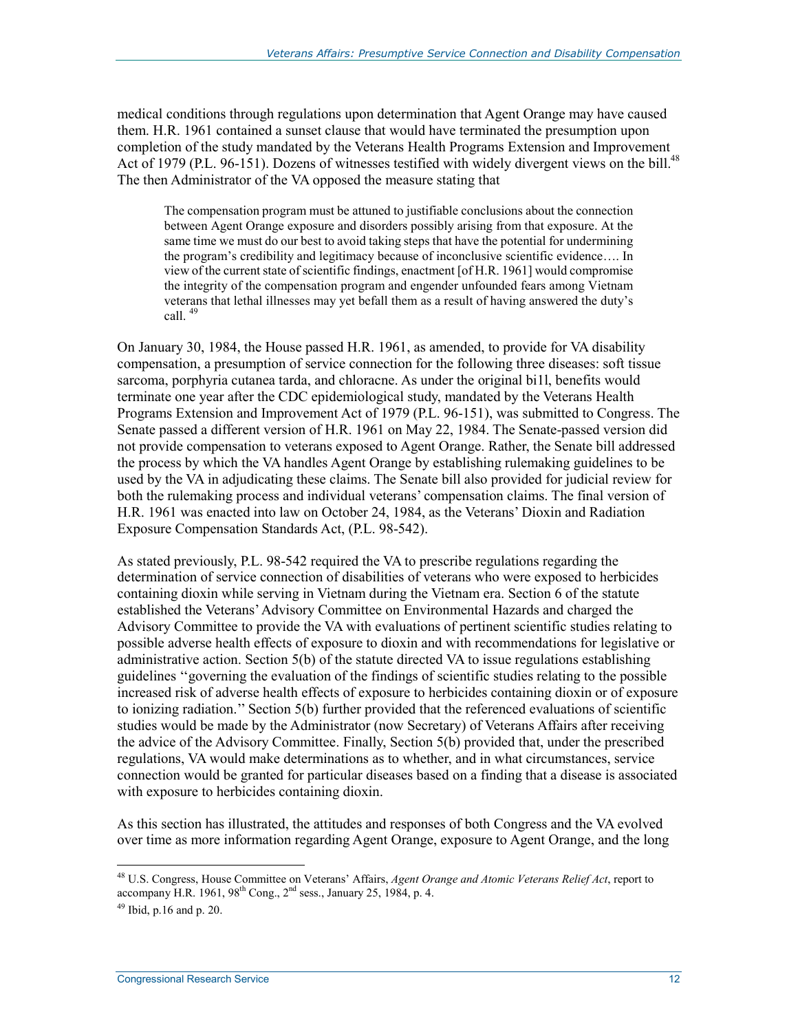medical conditions through regulations upon determination that Agent Orange may have caused them. H.R. 1961 contained a sunset clause that would have terminated the presumption upon completion of the study mandated by the Veterans Health Programs Extension and Improvement Act of 1979 (P.L. 96-151). Dozens of witnesses testified with widely divergent views on the bill.[48] The then Administrator of the VA opposed the measure stating that

> The compensation program must be attuned to justifiable conclusions about the connection between Agent Orange exposure and disorders possibly arising from that exposure. At the same time we must do our best to avoid taking steps that have the potential for undermining the program's credibility and legitimacy because of inconclusive scientific evidence…. In view of the current state of scientific findings, enactment [of H.R. 1961] would compromise the integrity of the compensation program and engender unfounded fears among Vietnam veterans that lethal illnesses may yet befall them as a result of having answered the duty's call. [49]

On January 30, 1984, the House passed H.R. 1961, as amended, to provide for VA disability compensation, a presumption of service connection for the following three diseases: soft tissue sarcoma, porphyria cutanea tarda, and chloracne. As under the original bi1l, benefits would terminate one year after the CDC epidemiological study, mandated by the Veterans Health Programs Extension and Improvement Act of 1979 (P.L. 96-151), was submitted to Congress. The Senate passed a different version of H.R. 1961 on May 22, 1984. The Senate-passed version did not provide compensation to veterans exposed to Agent Orange. Rather, the Senate bill addressed the process by which the VA handles Agent Orange by establishing rulemaking guidelines to be used by the VA in adjudicating these claims. The Senate bill also provided for judicial review for both the rulemaking process and individual veterans' compensation claims. The final version of H.R. 1961 was enacted into law on October 24, 1984, as the Veterans' Dioxin and Radiation Exposure Compensation Standards Act, (P.L. 98-542).

As stated previously, P.L. 98-542 required the VA to prescribe regulations regarding the determination of service connection of disabilities of veterans who were exposed to herbicides containing dioxin while serving in Vietnam during the Vietnam era. Section 6 of the statute established the Veterans' Advisory Committee on Environmental Hazards and charged the Advisory Committee to provide the VA with evaluations of pertinent scientific studies relating to possible adverse health effects of exposure to dioxin and with recommendations for legislative or administrative action. Section 5(b) of the statute directed VA to issue regulations establishing guidelines ''governing the evaluation of the findings of scientific studies relating to the possible increased risk of adverse health effects of exposure to herbicides containing dioxin or of exposure to ionizing radiation.'' Section 5(b) further provided that the referenced evaluations of scientific studies would be made by the Administrator (now Secretary) of Veterans Affairs after receiving the advice of the Advisory Committee. Finally, Section 5(b) provided that, under the prescribed regulations, VA would make determinations as to whether, and in what circumstances, service connection would be granted for particular diseases based on a finding that a disease is associated with exposure to herbicides containing dioxin.

As this section has illustrated, the attitudes and responses of both Congress and the VA evolved over time as more information regarding Agent Orange, exposure to Agent Orange, and the long

---

[48] U.S. Congress, House Committee on Veterans' Affairs, *Agent Orange and Atomic Veterans Relief Act*, report to accompany H.R. 1961, 98th Cong., 2nd sess., January 25, 1984, p. 4.

[49] Ibid, p.16 and p. 20.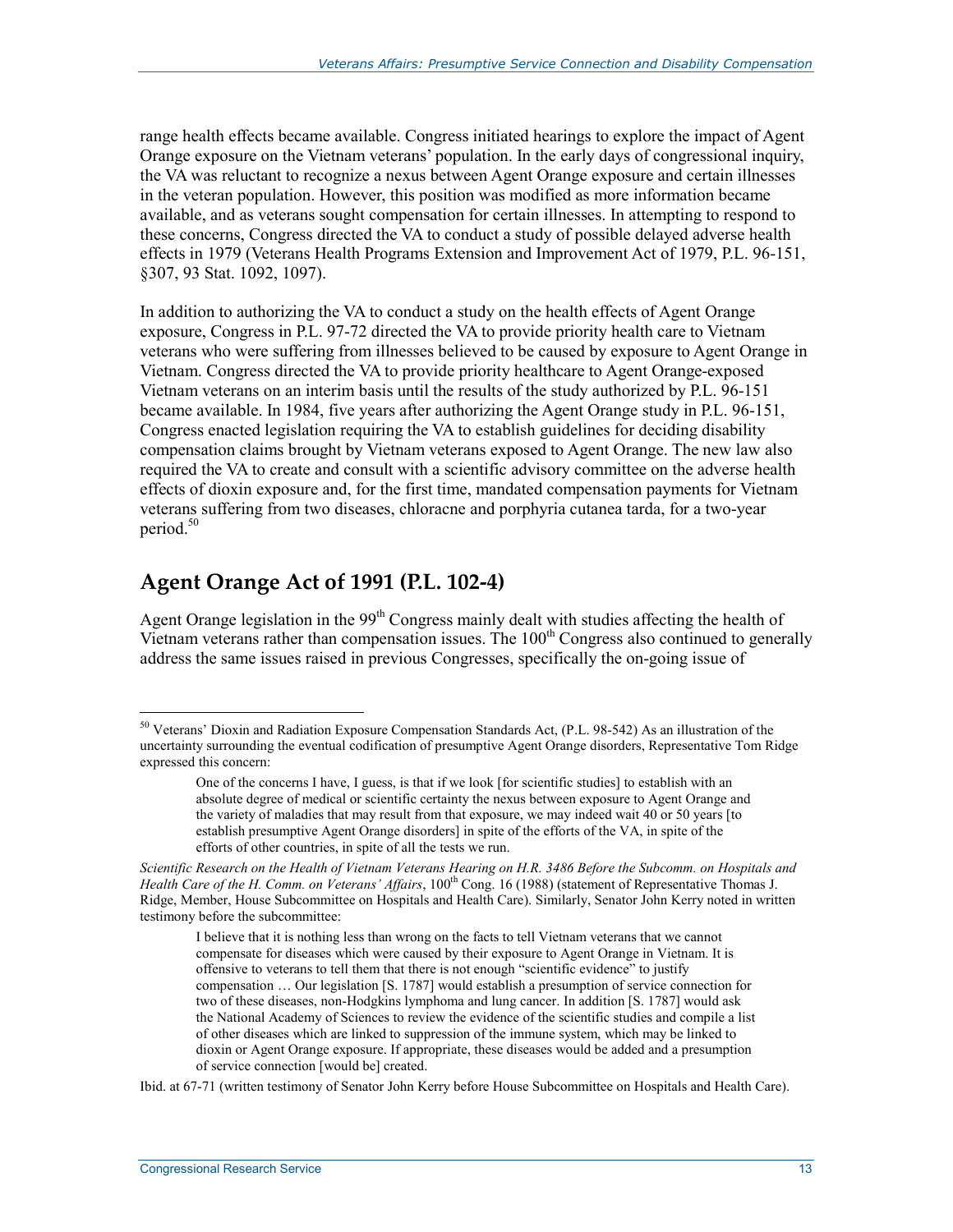range health effects became available. Congress initiated hearings to explore the impact of Agent Orange exposure on the Vietnam veterans' population. In the early days of congressional inquiry, the VA was reluctant to recognize a nexus between Agent Orange exposure and certain illnesses in the veteran population. However, this position was modified as more information became available, and as veterans sought compensation for certain illnesses. In attempting to respond to these concerns, Congress directed the VA to conduct a study of possible delayed adverse health effects in 1979 (Veterans Health Programs Extension and Improvement Act of 1979, P.L. 96-151, §307, 93 Stat. 1092, 1097).

In addition to authorizing the VA to conduct a study on the health effects of Agent Orange exposure, Congress in P.L. 97-72 directed the VA to provide priority health care to Vietnam veterans who were suffering from illnesses believed to be caused by exposure to Agent Orange in Vietnam. Congress directed the VA to provide priority healthcare to Agent Orange-exposed Vietnam veterans on an interim basis until the results of the study authorized by P.L. 96-151 became available. In 1984, five years after authorizing the Agent Orange study in P.L. 96-151, Congress enacted legislation requiring the VA to establish guidelines for deciding disability compensation claims brought by Vietnam veterans exposed to Agent Orange. The new law also required the VA to create and consult with a scientific advisory committee on the adverse health effects of dioxin exposure and, for the first time, mandated compensation payments for Vietnam veterans suffering from two diseases, chloracne and porphyria cutanea tarda, for a two-year period.[50]

## Agent Orange Act of 1991 (P.L. 102-4)

Agent Orange legislation in the 99th Congress mainly dealt with studies affecting the health of Vietnam veterans rather than compensation issues. The 100th Congress also continued to generally address the same issues raised in previous Congresses, specifically the on-going issue of

---

[50] Veterans' Dioxin and Radiation Exposure Compensation Standards Act, (P.L. 98-542) As an illustration of the uncertainty surrounding the eventual codification of presumptive Agent Orange disorders, Representative Tom Ridge expressed this concern:

> One of the concerns I have, I guess, is that if we look [for scientific studies] to establish with an absolute degree of medical or scientific certainty the nexus between exposure to Agent Orange and the variety of maladies that may result from that exposure, we may indeed wait 40 or 50 years [to establish presumptive Agent Orange disorders] in spite of the efforts of the VA, in spite of the efforts of other countries, in spite of all the tests we run.

*Scientific Research on the Health of Vietnam Veterans Hearing on H.R. 3486 Before the Subcomm. on Hospitals and Health Care of the H. Comm. on Veterans' Affairs*, 100th Cong. 16 (1988) (statement of Representative Thomas J. Ridge, Member, House Subcommittee on Hospitals and Health Care). Similarly, Senator John Kerry noted in written testimony before the subcommittee:

> I believe that it is nothing less than wrong on the facts to tell Vietnam veterans that we cannot compensate for diseases which were caused by their exposure to Agent Orange in Vietnam. It is offensive to veterans to tell them that there is not enough "scientific evidence" to justify compensation … Our legislation [S. 1787] would establish a presumption of service connection for two of these diseases, non-Hodgkins lymphoma and lung cancer. In addition [S. 1787] would ask the National Academy of Sciences to review the evidence of the scientific studies and compile a list of other diseases which are linked to suppression of the immune system, which may be linked to dioxin or Agent Orange exposure. If appropriate, these diseases would be added and a presumption of service connection [would be] created.

Ibid. at 67-71 (written testimony of Senator John Kerry before House Subcommittee on Hospitals and Health Care).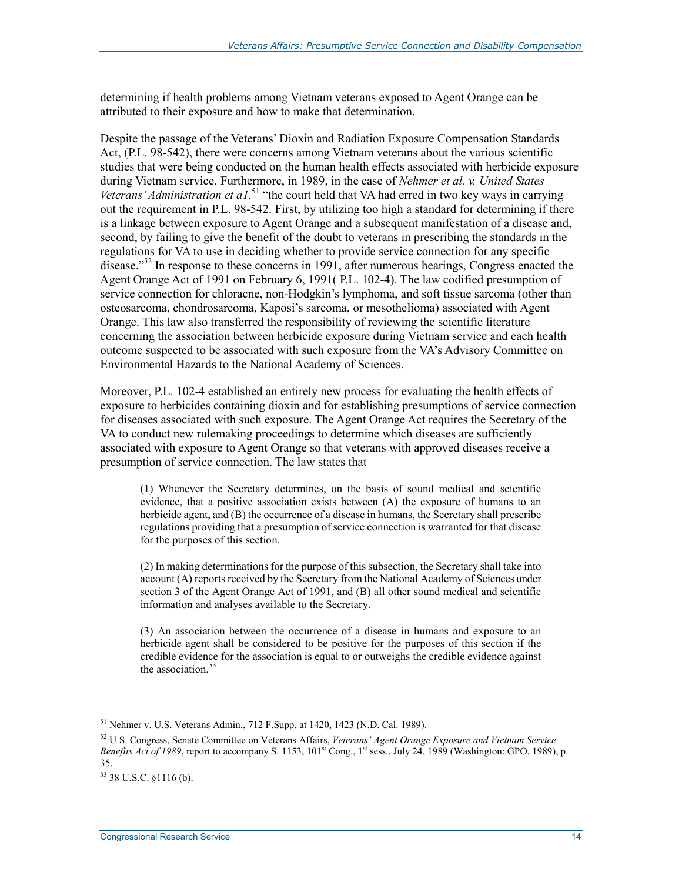determining if health problems among Vietnam veterans exposed to Agent Orange can be attributed to their exposure and how to make that determination.

Despite the passage of the Veterans' Dioxin and Radiation Exposure Compensation Standards Act, (P.L. 98-542), there were concerns among Vietnam veterans about the various scientific studies that were being conducted on the human health effects associated with herbicide exposure during Vietnam service. Furthermore, in 1989, in the case of *Nehmer et al. v. United States Veterans' Administration et a1*.[51] "the court held that VA had erred in two key ways in carrying out the requirement in P.L. 98-542. First, by utilizing too high a standard for determining if there is a linkage between exposure to Agent Orange and a subsequent manifestation of a disease and, second, by failing to give the benefit of the doubt to veterans in prescribing the standards in the regulations for VA to use in deciding whether to provide service connection for any specific disease."[52] In response to these concerns in 1991, after numerous hearings, Congress enacted the Agent Orange Act of 1991 on February 6, 1991( P.L. 102-4). The law codified presumption of service connection for chloracne, non-Hodgkin's lymphoma, and soft tissue sarcoma (other than osteosarcoma, chondrosarcoma, Kaposi's sarcoma, or mesothelioma) associated with Agent Orange. This law also transferred the responsibility of reviewing the scientific literature concerning the association between herbicide exposure during Vietnam service and each health outcome suspected to be associated with such exposure from the VA's Advisory Committee on Environmental Hazards to the National Academy of Sciences.

Moreover, P.L. 102-4 established an entirely new process for evaluating the health effects of exposure to herbicides containing dioxin and for establishing presumptions of service connection for diseases associated with such exposure. The Agent Orange Act requires the Secretary of the VA to conduct new rulemaking proceedings to determine which diseases are sufficiently associated with exposure to Agent Orange so that veterans with approved diseases receive a presumption of service connection. The law states that

> (1) Whenever the Secretary determines, on the basis of sound medical and scientific evidence, that a positive association exists between (A) the exposure of humans to an herbicide agent, and (B) the occurrence of a disease in humans, the Secretary shall prescribe regulations providing that a presumption of service connection is warranted for that disease for the purposes of this section.
>
> (2) In making determinations for the purpose of this subsection, the Secretary shall take into account (A) reports received by the Secretary from the National Academy of Sciences under section 3 of the Agent Orange Act of 1991, and (B) all other sound medical and scientific information and analyses available to the Secretary.
>
> (3) An association between the occurrence of a disease in humans and exposure to an herbicide agent shall be considered to be positive for the purposes of this section if the credible evidence for the association is equal to or outweighs the credible evidence against the association.[53]

---

[51] Nehmer v. U.S. Veterans Admin., 712 F.Supp. at 1420, 1423 (N.D. Cal. 1989).

[52] U.S. Congress, Senate Committee on Veterans Affairs, *Veterans' Agent Orange Exposure and Vietnam Service Benefits Act of 1989*, report to accompany S. 1153, 101st Cong., 1st sess., July 24, 1989 (Washington: GPO, 1989), p. 35.

[53] 38 U.S.C. §1116 (b).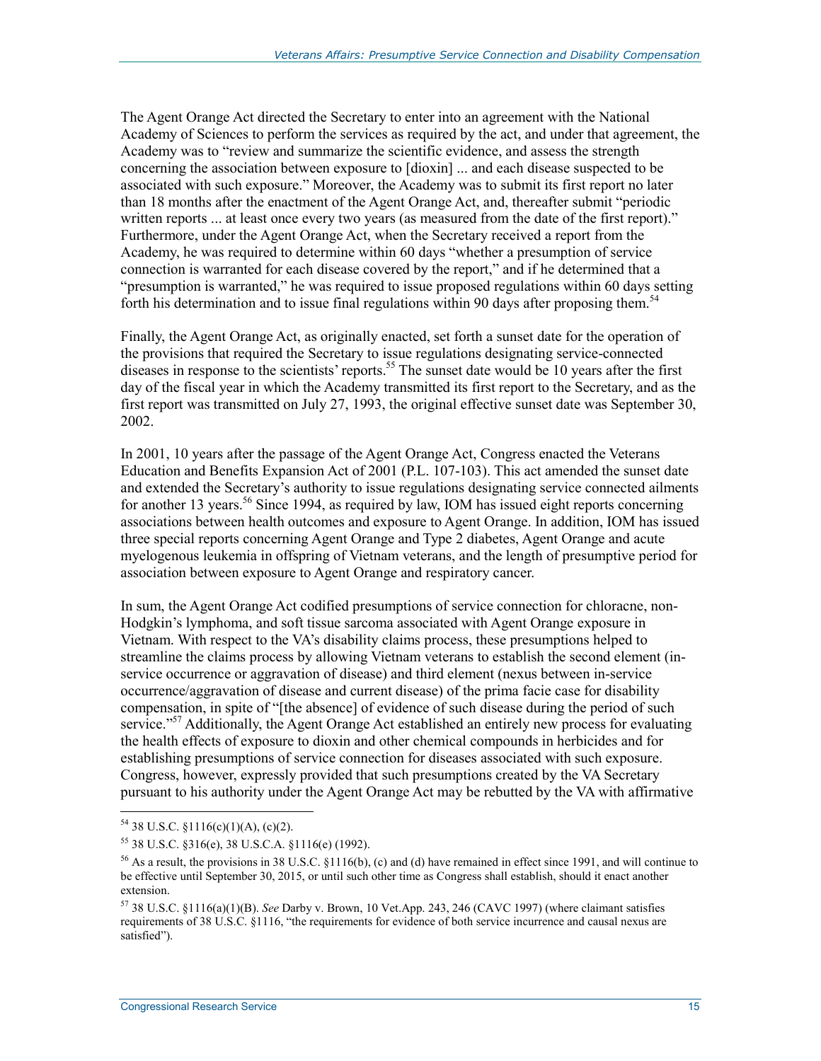The Agent Orange Act directed the Secretary to enter into an agreement with the National Academy of Sciences to perform the services as required by the act, and under that agreement, the Academy was to "review and summarize the scientific evidence, and assess the strength concerning the association between exposure to [dioxin] ... and each disease suspected to be associated with such exposure." Moreover, the Academy was to submit its first report no later than 18 months after the enactment of the Agent Orange Act, and, thereafter submit "periodic written reports ... at least once every two years (as measured from the date of the first report)." Furthermore, under the Agent Orange Act, when the Secretary received a report from the Academy, he was required to determine within 60 days "whether a presumption of service connection is warranted for each disease covered by the report," and if he determined that a "presumption is warranted," he was required to issue proposed regulations within 60 days setting forth his determination and to issue final regulations within 90 days after proposing them.[54]

Finally, the Agent Orange Act, as originally enacted, set forth a sunset date for the operation of the provisions that required the Secretary to issue regulations designating service-connected diseases in response to the scientists' reports.[55] The sunset date would be 10 years after the first day of the fiscal year in which the Academy transmitted its first report to the Secretary, and as the first report was transmitted on July 27, 1993, the original effective sunset date was September 30, 2002.

In 2001, 10 years after the passage of the Agent Orange Act, Congress enacted the Veterans Education and Benefits Expansion Act of 2001 (P.L. 107-103). This act amended the sunset date and extended the Secretary's authority to issue regulations designating service connected ailments for another 13 years.[56] Since 1994, as required by law, IOM has issued eight reports concerning associations between health outcomes and exposure to Agent Orange. In addition, IOM has issued three special reports concerning Agent Orange and Type 2 diabetes, Agent Orange and acute myelogenous leukemia in offspring of Vietnam veterans, and the length of presumptive period for association between exposure to Agent Orange and respiratory cancer.

In sum, the Agent Orange Act codified presumptions of service connection for chloracne, non-Hodgkin's lymphoma, and soft tissue sarcoma associated with Agent Orange exposure in Vietnam. With respect to the VA's disability claims process, these presumptions helped to streamline the claims process by allowing Vietnam veterans to establish the second element (in-service occurrence or aggravation of disease) and third element (nexus between in-service occurrence/aggravation of disease and current disease) of the prima facie case for disability compensation, in spite of "[the absence] of evidence of such disease during the period of such service."[57] Additionally, the Agent Orange Act established an entirely new process for evaluating the health effects of exposure to dioxin and other chemical compounds in herbicides and for establishing presumptions of service connection for diseases associated with such exposure. Congress, however, expressly provided that such presumptions created by the VA Secretary pursuant to his authority under the Agent Orange Act may be rebutted by the VA with affirmative

---

[54] 38 U.S.C. §1116(c)(1)(A), (c)(2).

[55] 38 U.S.C. §316(e), 38 U.S.C.A. §1116(e) (1992).

[56] As a result, the provisions in 38 U.S.C. §1116(b), (c) and (d) have remained in effect since 1991, and will continue to be effective until September 30, 2015, or until such other time as Congress shall establish, should it enact another extension.

[57] 38 U.S.C. §1116(a)(1)(B). *See* Darby v. Brown, 10 Vet.App. 243, 246 (CAVC 1997) (where claimant satisfies requirements of 38 U.S.C. §1116, "the requirements for evidence of both service incurrence and causal nexus are satisfied").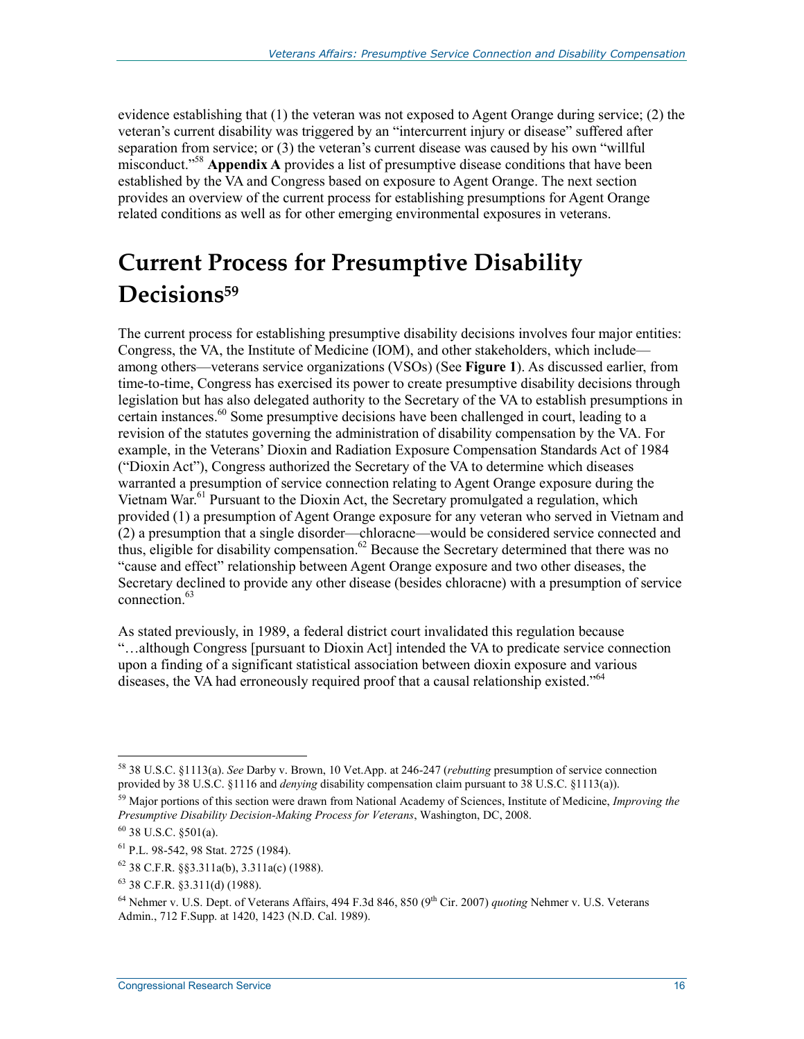evidence establishing that (1) the veteran was not exposed to Agent Orange during service; (2) the veteran's current disability was triggered by an "intercurrent injury or disease" suffered after separation from service; or (3) the veteran's current disease was caused by his own "willful misconduct."[58] **Appendix A** provides a list of presumptive disease conditions that have been established by the VA and Congress based on exposure to Agent Orange. The next section provides an overview of the current process for establishing presumptions for Agent Orange related conditions as well as for other emerging environmental exposures in veterans.

# Current Process for Presumptive Disability Decisions[59]

The current process for establishing presumptive disability decisions involves four major entities: Congress, the VA, the Institute of Medicine (IOM), and other stakeholders, which include—among others—veterans service organizations (VSOs) (See **Figure 1**). As discussed earlier, from time-to-time, Congress has exercised its power to create presumptive disability decisions through legislation but has also delegated authority to the Secretary of the VA to establish presumptions in certain instances.[60] Some presumptive decisions have been challenged in court, leading to a revision of the statutes governing the administration of disability compensation by the VA. For example, in the Veterans' Dioxin and Radiation Exposure Compensation Standards Act of 1984 ("Dioxin Act"), Congress authorized the Secretary of the VA to determine which diseases warranted a presumption of service connection relating to Agent Orange exposure during the Vietnam War.[61] Pursuant to the Dioxin Act, the Secretary promulgated a regulation, which provided (1) a presumption of Agent Orange exposure for any veteran who served in Vietnam and (2) a presumption that a single disorder—chloracne—would be considered service connected and thus, eligible for disability compensation.[62] Because the Secretary determined that there was no "cause and effect" relationship between Agent Orange exposure and two other diseases, the Secretary declined to provide any other disease (besides chloracne) with a presumption of service connection.[63]

As stated previously, in 1989, a federal district court invalidated this regulation because "…although Congress [pursuant to Dioxin Act] intended the VA to predicate service connection upon a finding of a significant statistical association between dioxin exposure and various diseases, the VA had erroneously required proof that a causal relationship existed."[64]

---

[58] 38 U.S.C. §1113(a). *See* Darby v. Brown, 10 Vet.App. at 246-247 (*rebutting* presumption of service connection provided by 38 U.S.C. §1116 and *denying* disability compensation claim pursuant to 38 U.S.C. §1113(a)).

[59] Major portions of this section were drawn from National Academy of Sciences, Institute of Medicine, *Improving the Presumptive Disability Decision-Making Process for Veterans*, Washington, DC, 2008.

[60] 38 U.S.C. §501(a).

[61] P.L. 98-542, 98 Stat. 2725 (1984).

[62] 38 C.F.R. §§3.311a(b), 3.311a(c) (1988).

[63] 38 C.F.R. §3.311(d) (1988).

[64] Nehmer v. U.S. Dept. of Veterans Affairs, 494 F.3d 846, 850 (9th Cir. 2007) *quoting* Nehmer v. U.S. Veterans Admin., 712 F.Supp. at 1420, 1423 (N.D. Cal. 1989).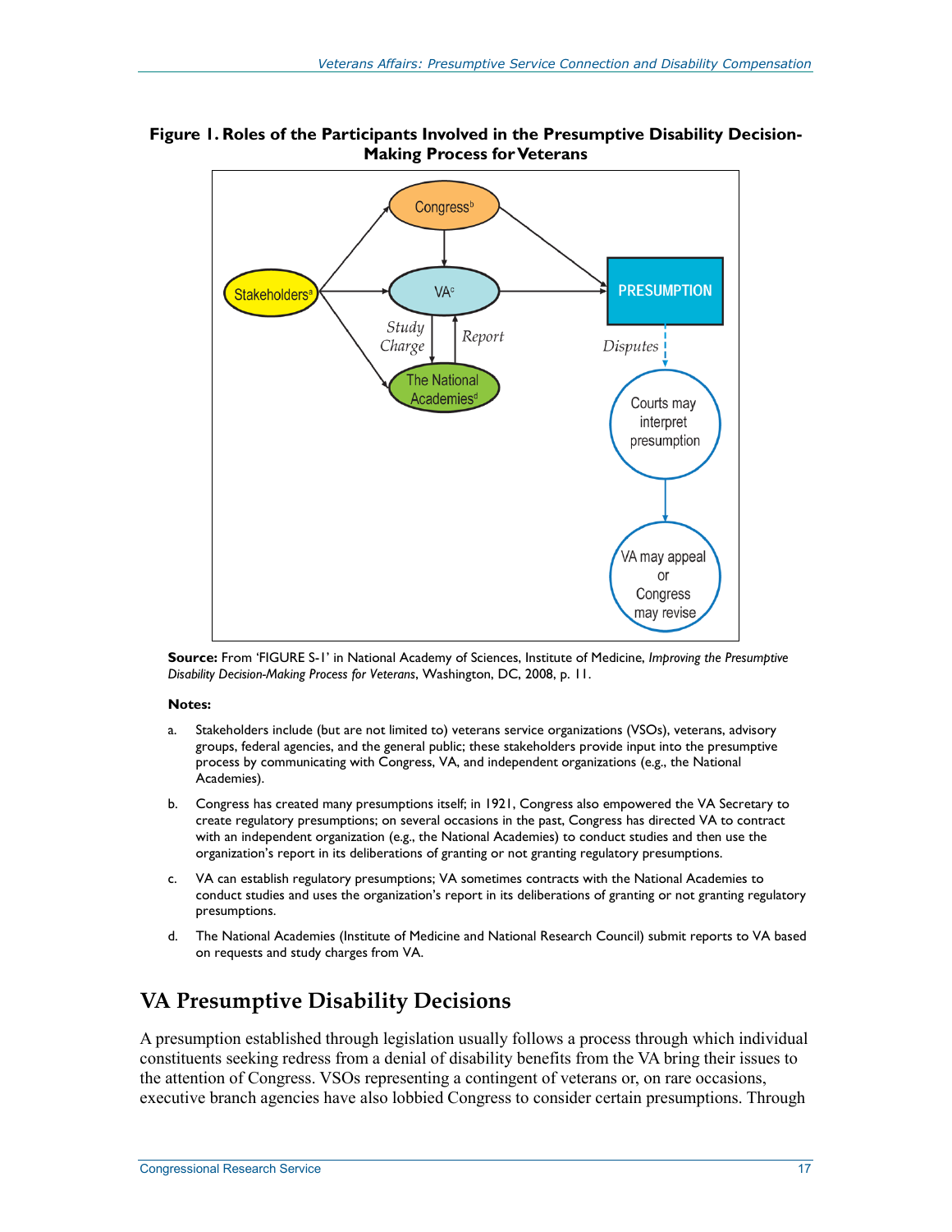**Figure 1. Roles of the Participants Involved in the Presumptive Disability Decision-Making Process for Veterans**

**Source:** From 'FIGURE S-1' in National Academy of Sciences, Institute of Medicine, *Improving the Presumptive Disability Decision-Making Process for Veterans*, Washington, DC, 2008, p. 11.

**Notes:**

a. Stakeholders include (but are not limited to) veterans service organizations (VSOs), veterans, advisory groups, federal agencies, and the general public; these stakeholders provide input into the presumptive process by communicating with Congress, VA, and independent organizations (e.g., the National Academies).

b. Congress has created many presumptions itself; in 1921, Congress also empowered the VA Secretary to create regulatory presumptions; on several occasions in the past, Congress has directed VA to contract with an independent organization (e.g., the National Academies) to conduct studies and then use the organization's report in its deliberations of granting or not granting regulatory presumptions.

c. VA can establish regulatory presumptions; VA sometimes contracts with the National Academies to conduct studies and uses the organization's report in its deliberations of granting or not granting regulatory presumptions.

d. The National Academies (Institute of Medicine and National Research Council) submit reports to VA based on requests and study charges from VA.

## VA Presumptive Disability Decisions

A presumption established through legislation usually follows a process through which individual constituents seeking redress from a denial of disability benefits from the VA bring their issues to the attention of Congress. VSOs representing a contingent of veterans or, on rare occasions, executive branch agencies have also lobbied Congress to consider certain presumptions. Through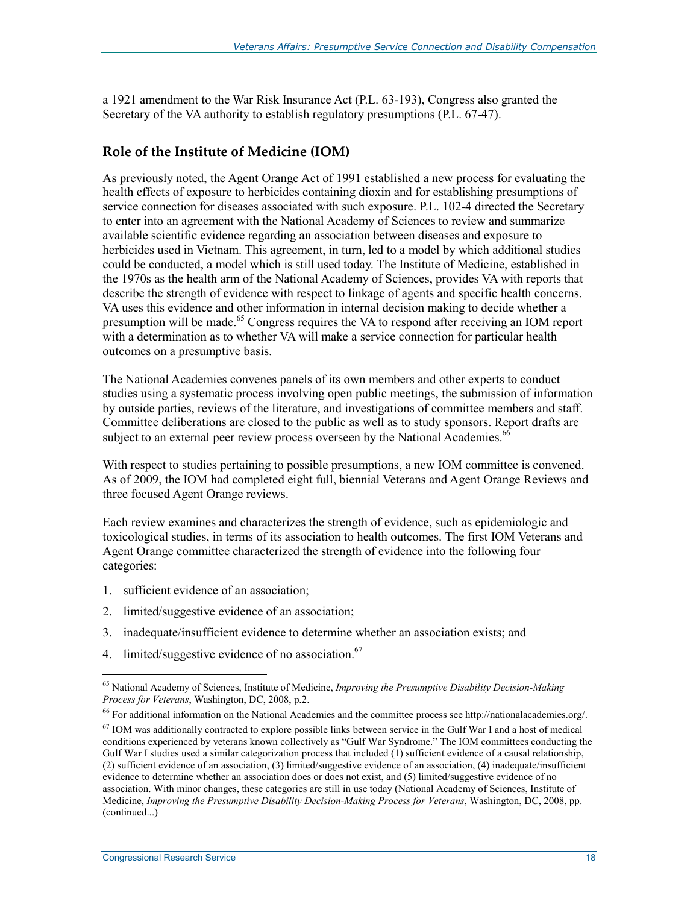a 1921 amendment to the War Risk Insurance Act (P.L. 63-193), Congress also granted the Secretary of the VA authority to establish regulatory presumptions (P.L. 67-47).

## Role of the Institute of Medicine (IOM)

As previously noted, the Agent Orange Act of 1991 established a new process for evaluating the health effects of exposure to herbicides containing dioxin and for establishing presumptions of service connection for diseases associated with such exposure. P.L. 102-4 directed the Secretary to enter into an agreement with the National Academy of Sciences to review and summarize available scientific evidence regarding an association between diseases and exposure to herbicides used in Vietnam. This agreement, in turn, led to a model by which additional studies could be conducted, a model which is still used today. The Institute of Medicine, established in the 1970s as the health arm of the National Academy of Sciences, provides VA with reports that describe the strength of evidence with respect to linkage of agents and specific health concerns. VA uses this evidence and other information in internal decision making to decide whether a presumption will be made.[65] Congress requires the VA to respond after receiving an IOM report with a determination as to whether VA will make a service connection for particular health outcomes on a presumptive basis.

The National Academies convenes panels of its own members and other experts to conduct studies using a systematic process involving open public meetings, the submission of information by outside parties, reviews of the literature, and investigations of committee members and staff. Committee deliberations are closed to the public as well as to study sponsors. Report drafts are subject to an external peer review process overseen by the National Academies.[66]

With respect to studies pertaining to possible presumptions, a new IOM committee is convened. As of 2009, the IOM had completed eight full, biennial Veterans and Agent Orange Reviews and three focused Agent Orange reviews.

Each review examines and characterizes the strength of evidence, such as epidemiologic and toxicological studies, in terms of its association to health outcomes. The first IOM Veterans and Agent Orange committee characterized the strength of evidence into the following four categories:

1. sufficient evidence of an association;
2. limited/suggestive evidence of an association;
3. inadequate/insufficient evidence to determine whether an association exists; and
4. limited/suggestive evidence of no association.[67]

---

[65] National Academy of Sciences, Institute of Medicine, *Improving the Presumptive Disability Decision-Making Process for Veterans*, Washington, DC, 2008, p.2.

[66] For additional information on the National Academies and the committee process see http://nationalacademies.org/.

[67] IOM was additionally contracted to explore possible links between service in the Gulf War I and a host of medical conditions experienced by veterans known collectively as "Gulf War Syndrome." The IOM committees conducting the Gulf War I studies used a similar categorization process that included (1) sufficient evidence of a causal relationship, (2) sufficient evidence of an association, (3) limited/suggestive evidence of an association, (4) inadequate/insufficient evidence to determine whether an association does or does not exist, and (5) limited/suggestive evidence of no association. With minor changes, these categories are still in use today (National Academy of Sciences, Institute of Medicine, *Improving the Presumptive Disability Decision-Making Process for Veterans*, Washington, DC, 2008, pp. (continued...)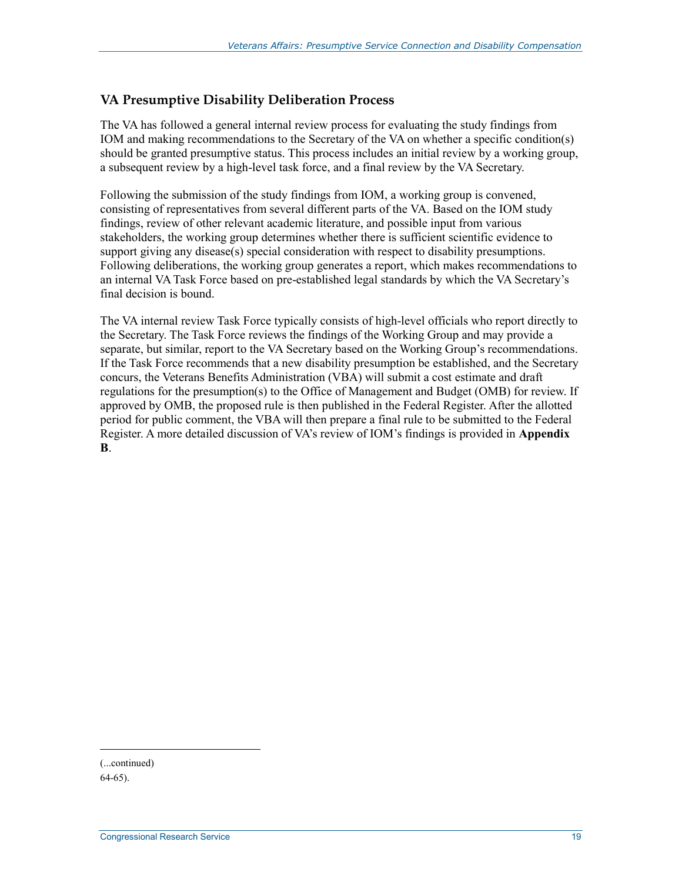### VA Presumptive Disability Deliberation Process

The VA has followed a general internal review process for evaluating the study findings from IOM and making recommendations to the Secretary of the VA on whether a specific condition(s) should be granted presumptive status. This process includes an initial review by a working group, a subsequent review by a high-level task force, and a final review by the VA Secretary.

Following the submission of the study findings from IOM, a working group is convened, consisting of representatives from several different parts of the VA. Based on the IOM study findings, review of other relevant academic literature, and possible input from various stakeholders, the working group determines whether there is sufficient scientific evidence to support giving any disease(s) special consideration with respect to disability presumptions. Following deliberations, the working group generates a report, which makes recommendations to an internal VA Task Force based on pre-established legal standards by which the VA Secretary's final decision is bound.

The VA internal review Task Force typically consists of high-level officials who report directly to the Secretary. The Task Force reviews the findings of the Working Group and may provide a separate, but similar, report to the VA Secretary based on the Working Group's recommendations. If the Task Force recommends that a new disability presumption be established, and the Secretary concurs, the Veterans Benefits Administration (VBA) will submit a cost estimate and draft regulations for the presumption(s) to the Office of Management and Budget (OMB) for review. If approved by OMB, the proposed rule is then published in the Federal Register. After the allotted period for public comment, the VBA will then prepare a final rule to be submitted to the Federal Register. A more detailed discussion of VA's review of IOM's findings is provided in **Appendix B**.

(...continued)

64-65).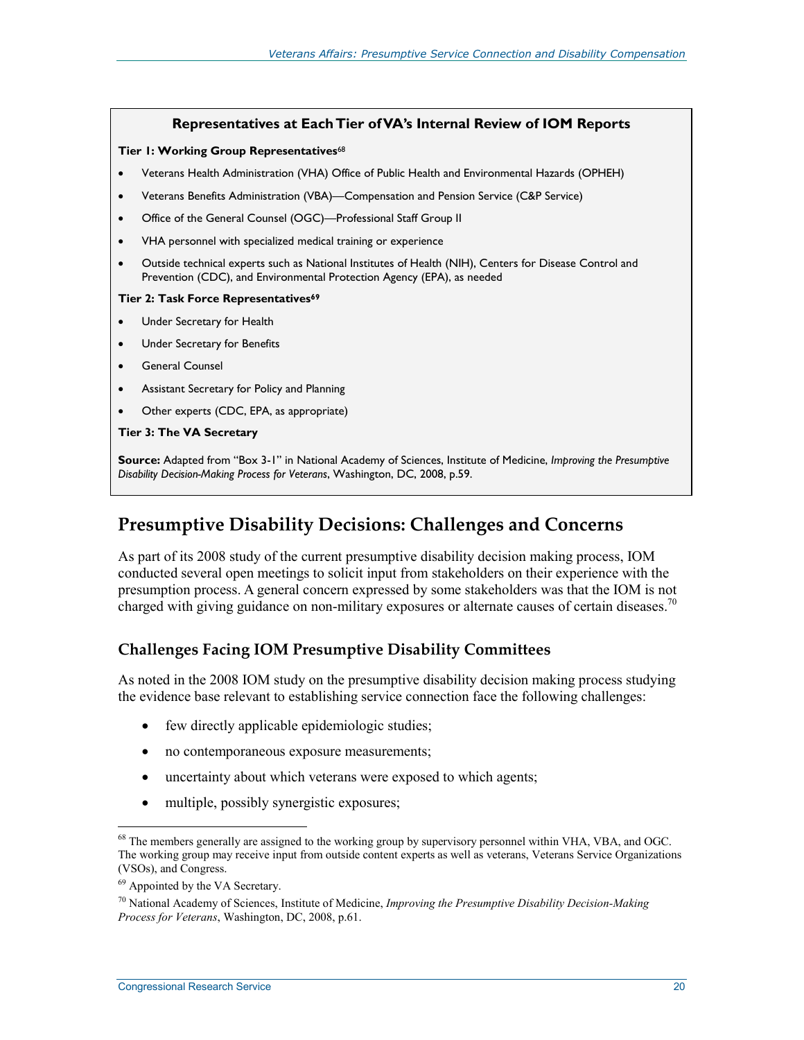**Representatives at Each Tier of VA's Internal Review of IOM Reports**

**Tier 1: Working Group Representatives**[68]

- Veterans Health Administration (VHA) Office of Public Health and Environmental Hazards (OPHEH)
- Veterans Benefits Administration (VBA)—Compensation and Pension Service (C&P Service)
- Office of the General Counsel (OGC)—Professional Staff Group II
- VHA personnel with specialized medical training or experience
- Outside technical experts such as National Institutes of Health (NIH), Centers for Disease Control and Prevention (CDC), and Environmental Protection Agency (EPA), as needed

**Tier 2: Task Force Representatives**[69]

- Under Secretary for Health
- Under Secretary for Benefits
- General Counsel
- Assistant Secretary for Policy and Planning
- Other experts (CDC, EPA, as appropriate)

**Tier 3: The VA Secretary**

**Source:** Adapted from "Box 3-1" in National Academy of Sciences, Institute of Medicine, *Improving the Presumptive Disability Decision-Making Process for Veterans*, Washington, DC, 2008, p.59.

## Presumptive Disability Decisions: Challenges and Concerns

As part of its 2008 study of the current presumptive disability decision making process, IOM conducted several open meetings to solicit input from stakeholders on their experience with the presumption process. A general concern expressed by some stakeholders was that the IOM is not charged with giving guidance on non-military exposures or alternate causes of certain diseases.[70]

### Challenges Facing IOM Presumptive Disability Committees

As noted in the 2008 IOM study on the presumptive disability decision making process studying the evidence base relevant to establishing service connection face the following challenges:

- few directly applicable epidemiologic studies;
- no contemporaneous exposure measurements;
- uncertainty about which veterans were exposed to which agents;
- multiple, possibly synergistic exposures;

---

[68] The members generally are assigned to the working group by supervisory personnel within VHA, VBA, and OGC. The working group may receive input from outside content experts as well as veterans, Veterans Service Organizations (VSOs), and Congress.

[69] Appointed by the VA Secretary.

[70] National Academy of Sciences, Institute of Medicine, *Improving the Presumptive Disability Decision-Making Process for Veterans*, Washington, DC, 2008, p.61.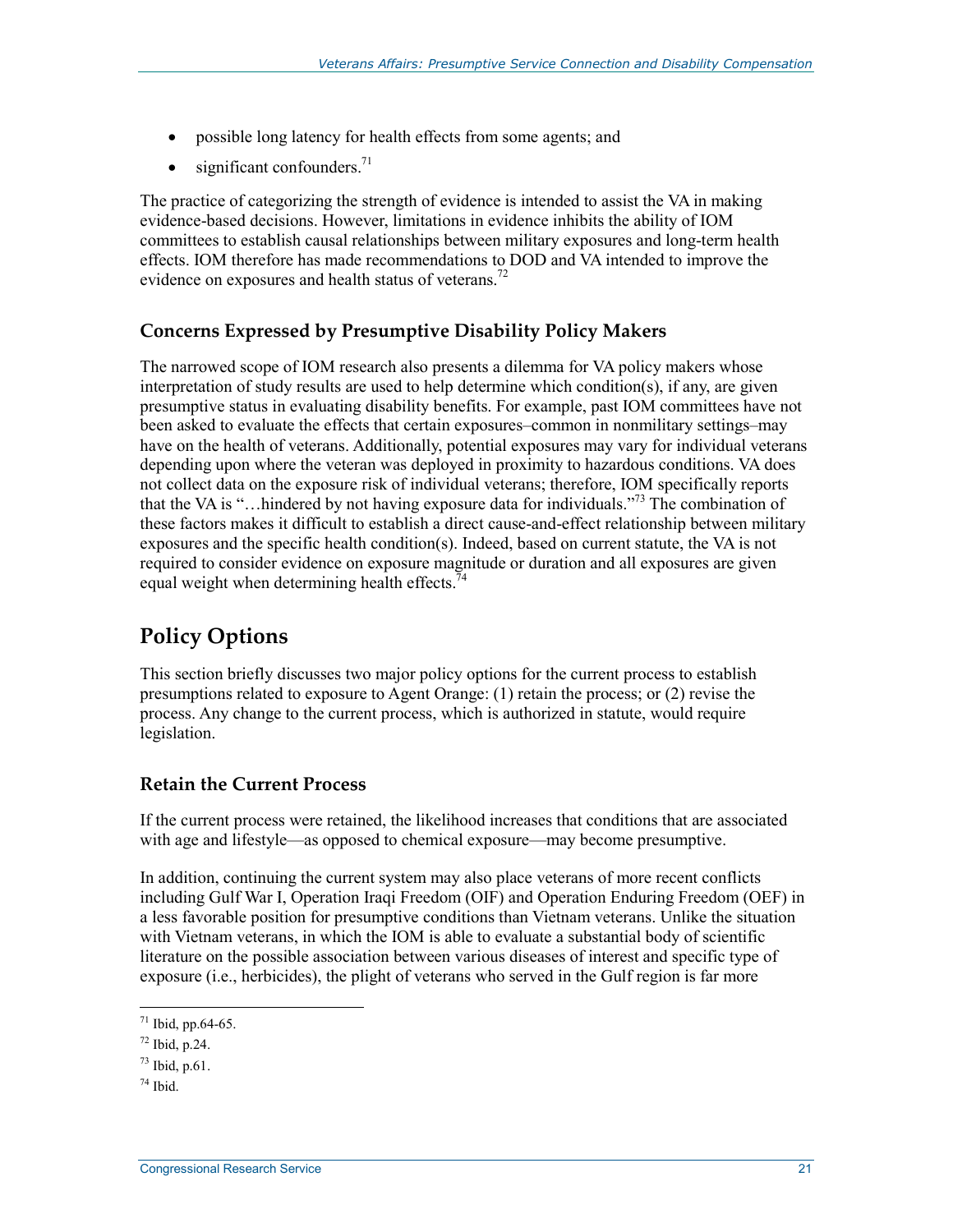- possible long latency for health effects from some agents; and
- significant confounders.[71]

The practice of categorizing the strength of evidence is intended to assist the VA in making evidence-based decisions. However, limitations in evidence inhibits the ability of IOM committees to establish causal relationships between military exposures and long-term health effects. IOM therefore has made recommendations to DOD and VA intended to improve the evidence on exposures and health status of veterans.[72]

### Concerns Expressed by Presumptive Disability Policy Makers

The narrowed scope of IOM research also presents a dilemma for VA policy makers whose interpretation of study results are used to help determine which condition(s), if any, are given presumptive status in evaluating disability benefits. For example, past IOM committees have not been asked to evaluate the effects that certain exposures–common in nonmilitary settings–may have on the health of veterans. Additionally, potential exposures may vary for individual veterans depending upon where the veteran was deployed in proximity to hazardous conditions. VA does not collect data on the exposure risk of individual veterans; therefore, IOM specifically reports that the VA is "…hindered by not having exposure data for individuals."[73] The combination of these factors makes it difficult to establish a direct cause-and-effect relationship between military exposures and the specific health condition(s). Indeed, based on current statute, the VA is not required to consider evidence on exposure magnitude or duration and all exposures are given equal weight when determining health effects.[74]

## Policy Options

This section briefly discusses two major policy options for the current process to establish presumptions related to exposure to Agent Orange: (1) retain the process; or (2) revise the process. Any change to the current process, which is authorized in statute, would require legislation.

### Retain the Current Process

If the current process were retained, the likelihood increases that conditions that are associated with age and lifestyle—as opposed to chemical exposure—may become presumptive.

In addition, continuing the current system may also place veterans of more recent conflicts including Gulf War I, Operation Iraqi Freedom (OIF) and Operation Enduring Freedom (OEF) in a less favorable position for presumptive conditions than Vietnam veterans. Unlike the situation with Vietnam veterans, in which the IOM is able to evaluate a substantial body of scientific literature on the possible association between various diseases of interest and specific type of exposure (i.e., herbicides), the plight of veterans who served in the Gulf region is far more

---

[71] Ibid, pp.64-65.

[72] Ibid, p.24.

[73] Ibid, p.61.

[74] Ibid.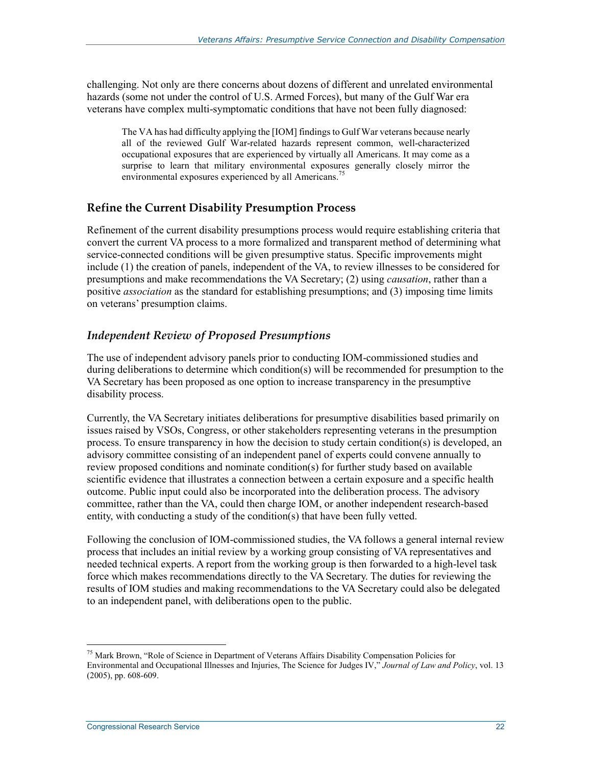challenging. Not only are there concerns about dozens of different and unrelated environmental hazards (some not under the control of U.S. Armed Forces), but many of the Gulf War era veterans have complex multi-symptomatic conditions that have not been fully diagnosed:

> The VA has had difficulty applying the [IOM] findings to Gulf War veterans because nearly all of the reviewed Gulf War-related hazards represent common, well-characterized occupational exposures that are experienced by virtually all Americans. It may come as a surprise to learn that military environmental exposures generally closely mirror the environmental exposures experienced by all Americans.[75]

## Refine the Current Disability Presumption Process

Refinement of the current disability presumptions process would require establishing criteria that convert the current VA process to a more formalized and transparent method of determining what service-connected conditions will be given presumptive status. Specific improvements might include (1) the creation of panels, independent of the VA, to review illnesses to be considered for presumptions and make recommendations the VA Secretary; (2) using *causation*, rather than a positive *association* as the standard for establishing presumptions; and (3) imposing time limits on veterans' presumption claims.

### *Independent Review of Proposed Presumptions*

The use of independent advisory panels prior to conducting IOM-commissioned studies and during deliberations to determine which condition(s) will be recommended for presumption to the VA Secretary has been proposed as one option to increase transparency in the presumptive disability process.

Currently, the VA Secretary initiates deliberations for presumptive disabilities based primarily on issues raised by VSOs, Congress, or other stakeholders representing veterans in the presumption process. To ensure transparency in how the decision to study certain condition(s) is developed, an advisory committee consisting of an independent panel of experts could convene annually to review proposed conditions and nominate condition(s) for further study based on available scientific evidence that illustrates a connection between a certain exposure and a specific health outcome. Public input could also be incorporated into the deliberation process. The advisory committee, rather than the VA, could then charge IOM, or another independent research-based entity, with conducting a study of the condition(s) that have been fully vetted.

Following the conclusion of IOM-commissioned studies, the VA follows a general internal review process that includes an initial review by a working group consisting of VA representatives and needed technical experts. A report from the working group is then forwarded to a high-level task force which makes recommendations directly to the VA Secretary. The duties for reviewing the results of IOM studies and making recommendations to the VA Secretary could also be delegated to an independent panel, with deliberations open to the public.

---

[75] Mark Brown, "Role of Science in Department of Veterans Affairs Disability Compensation Policies for Environmental and Occupational Illnesses and Injuries, The Science for Judges IV," *Journal of Law and Policy*, vol. 13 (2005), pp. 608-609.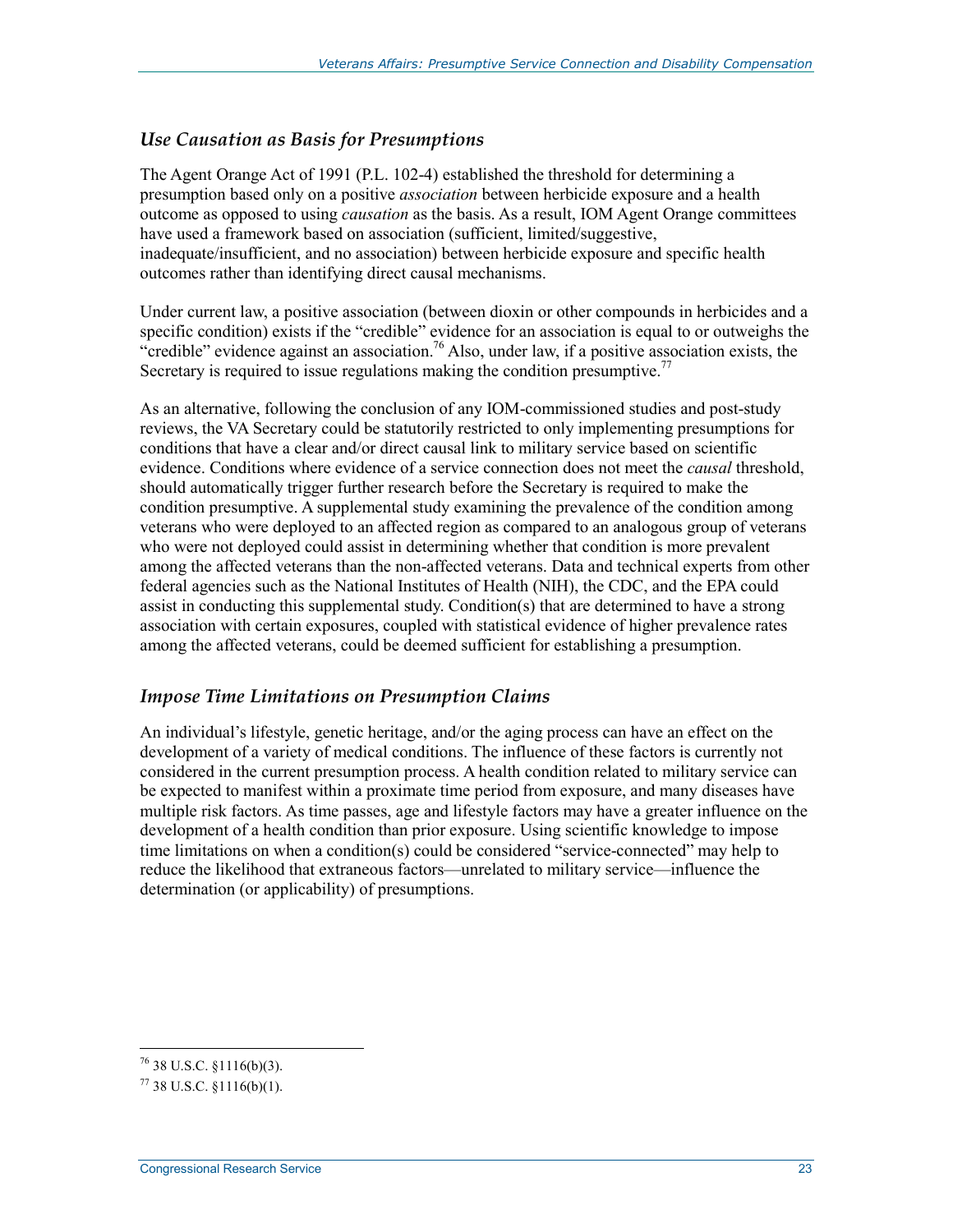### *Use Causation as Basis for Presumptions*

The Agent Orange Act of 1991 (P.L. 102-4) established the threshold for determining a presumption based only on a positive *association* between herbicide exposure and a health outcome as opposed to using *causation* as the basis. As a result, IOM Agent Orange committees have used a framework based on association (sufficient, limited/suggestive, inadequate/insufficient, and no association) between herbicide exposure and specific health outcomes rather than identifying direct causal mechanisms.

Under current law, a positive association (between dioxin or other compounds in herbicides and a specific condition) exists if the "credible" evidence for an association is equal to or outweighs the "credible" evidence against an association.[76] Also, under law, if a positive association exists, the Secretary is required to issue regulations making the condition presumptive.[77]

As an alternative, following the conclusion of any IOM-commissioned studies and post-study reviews, the VA Secretary could be statutorily restricted to only implementing presumptions for conditions that have a clear and/or direct causal link to military service based on scientific evidence. Conditions where evidence of a service connection does not meet the *causal* threshold, should automatically trigger further research before the Secretary is required to make the condition presumptive. A supplemental study examining the prevalence of the condition among veterans who were deployed to an affected region as compared to an analogous group of veterans who were not deployed could assist in determining whether that condition is more prevalent among the affected veterans than the non-affected veterans. Data and technical experts from other federal agencies such as the National Institutes of Health (NIH), the CDC, and the EPA could assist in conducting this supplemental study. Condition(s) that are determined to have a strong association with certain exposures, coupled with statistical evidence of higher prevalence rates among the affected veterans, could be deemed sufficient for establishing a presumption.

### *Impose Time Limitations on Presumption Claims*

An individual's lifestyle, genetic heritage, and/or the aging process can have an effect on the development of a variety of medical conditions. The influence of these factors is currently not considered in the current presumption process. A health condition related to military service can be expected to manifest within a proximate time period from exposure, and many diseases have multiple risk factors. As time passes, age and lifestyle factors may have a greater influence on the development of a health condition than prior exposure. Using scientific knowledge to impose time limitations on when a condition(s) could be considered "service-connected" may help to reduce the likelihood that extraneous factors—unrelated to military service—influence the determination (or applicability) of presumptions.

---

[76] 38 U.S.C. §1116(b)(3).

[77] 38 U.S.C. §1116(b)(1).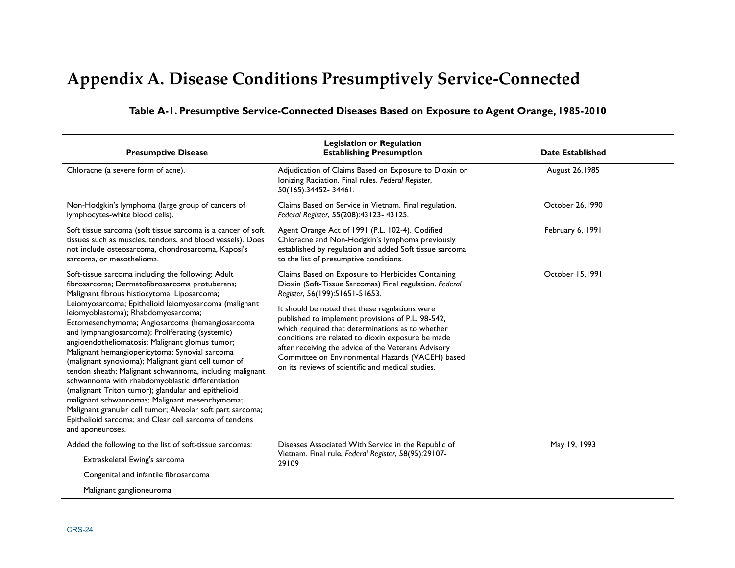# Appendix A. Disease Conditions Presumptively Service-Connected

**Table A-1. Presumptive Service-Connected Diseases Based on Exposure to Agent Orange, 1985-2010**

| Presumptive Disease | Legislation or Regulation Establishing Presumption | Date Established |
|---|---|---|
| Chloracne (a severe form of acne). | Adjudication of Claims Based on Exposure to Dioxin or Ionizing Radiation. Final rules. *Federal Register*, 50(165):34452- 34461. | August 26,1985 |
| Non-Hodgkin's lymphoma (large group of cancers of lymphocytes-white blood cells). | Claims Based on Service in Vietnam. Final regulation. *Federal Register*, 55(208):43123- 43125. | October 26,1990 |
| Soft tissue sarcoma (soft tissue sarcoma is a cancer of soft tissues such as muscles, tendons, and blood vessels). Does not include osteosarcoma, chondrosarcoma, Kaposi's sarcoma, or mesothelioma. | Agent Orange Act of 1991 (P.L. 102-4). Codified Chloracne and Non-Hodgkin's lymphoma previously established by regulation and added Soft tissue sarcoma to the list of presumptive conditions. | February 6, 1991 |
| Soft-tissue sarcoma including the following: Adult fibrosarcoma; Dermatofibrosarcoma protuberans; Malignant fibrous histiocytoma; Liposarcoma; Leiomyosarcoma; Epithelioid leiomyosarcoma (malignant leiomyoblastoma); Rhabdomyosarcoma; Ectomesenchymoma; Angiosarcoma (hemangiosarcoma and lymphangiosarcoma); Proliferating (systemic) angioendotheliomatosis; Malignant glomus tumor; Malignant hemangiopericytoma; Synovial sarcoma (malignant synovioma); Malignant giant cell tumor of tendon sheath; Malignant schwannoma, including malignant schwannoma with rhabdomyoblastic differentiation (malignant Triton tumor); glandular and epithelioid malignant schwannomas; Malignant mesenchymoma; Malignant granular cell tumor; Alveolar soft part sarcoma; Epithelioid sarcoma; and Clear cell sarcoma of tendons and aponeuroses. | Claims Based on Exposure to Herbicides Containing Dioxin (Soft-Tissue Sarcomas) Final regulation. *Federal Register*, 56(199):51651-51653.<br><br>It should be noted that these regulations were published to implement provisions of P.L. 98-542, which required that determinations as to whether conditions are related to dioxin exposure be made after receiving the advice of the Veterans Advisory Committee on Environmental Hazards (VACEH) based on its reviews of scientific and medical studies. | October 15,1991 |
| Added the following to the list of soft-tissue sarcomas:<br>Extraskeletal Ewing's sarcoma<br>Congenital and infantile fibrosarcoma<br>Malignant ganglioneuroma | Diseases Associated With Service in the Republic of Vietnam. Final rule, *Federal Register*, 58(95):29107-29109 | May 19, 1993 |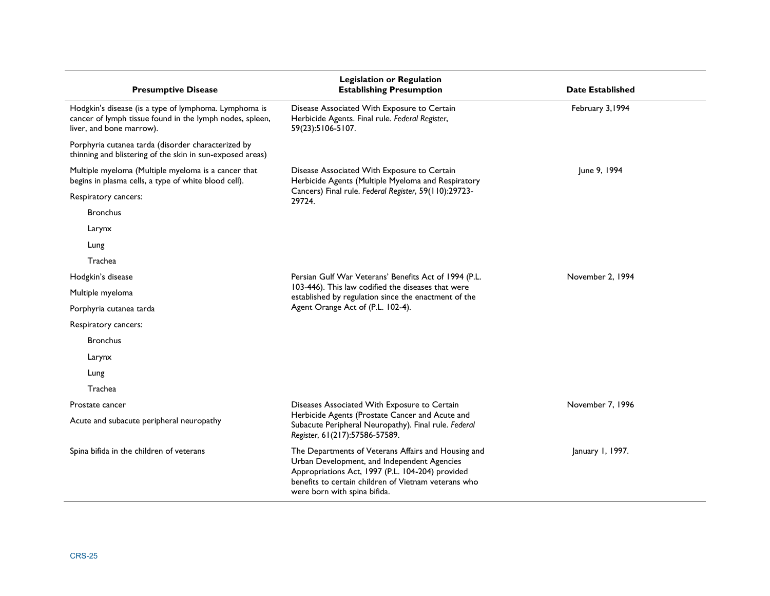| Presumptive Disease | Legislation or Regulation Establishing Presumption | Date Established |
|---|---|---|
| Hodgkin's disease (is a type of lymphoma. Lymphoma is cancer of lymph tissue found in the lymph nodes, spleen, liver, and bone marrow). | Disease Associated With Exposure to Certain Herbicide Agents. Final rule. *Federal Register*, 59(23):5106-5107. | February 3,1994 |
| Porphyria cutanea tarda (disorder characterized by thinning and blistering of the skin in sun-exposed areas) | | |
| Multiple myeloma (Multiple myeloma is a cancer that begins in plasma cells, a type of white blood cell). | Disease Associated With Exposure to Certain Herbicide Agents (Multiple Myeloma and Respiratory Cancers) Final rule. *Federal Register*, 59(110):29723-29724. | June 9, 1994 |
| Respiratory cancers: | | |
| Bronchus | | |
| Larynx | | |
| Lung | | |
| Trachea | | |
| Hodgkin's disease | Persian Gulf War Veterans' Benefits Act of 1994 (P.L. 103-446). This law codified the diseases that were established by regulation since the enactment of the Agent Orange Act of (P.L. 102-4). | November 2, 1994 |
| Multiple myeloma | | |
| Porphyria cutanea tarda | | |
| Respiratory cancers: | | |
| Bronchus | | |
| Larynx | | |
| Lung | | |
| Trachea | | |
| Prostate cancer | Diseases Associated With Exposure to Certain Herbicide Agents (Prostate Cancer and Acute and Subacute Peripheral Neuropathy). Final rule. *Federal Register*, 61(217):57586-57589. | November 7, 1996 |
| Acute and subacute peripheral neuropathy | | |
| Spina bifida in the children of veterans | The Departments of Veterans Affairs and Housing and Urban Development, and Independent Agencies Appropriations Act, 1997 (P.L. 104-204) provided benefits to certain children of Vietnam veterans who were born with spina bifida. | January 1, 1997. |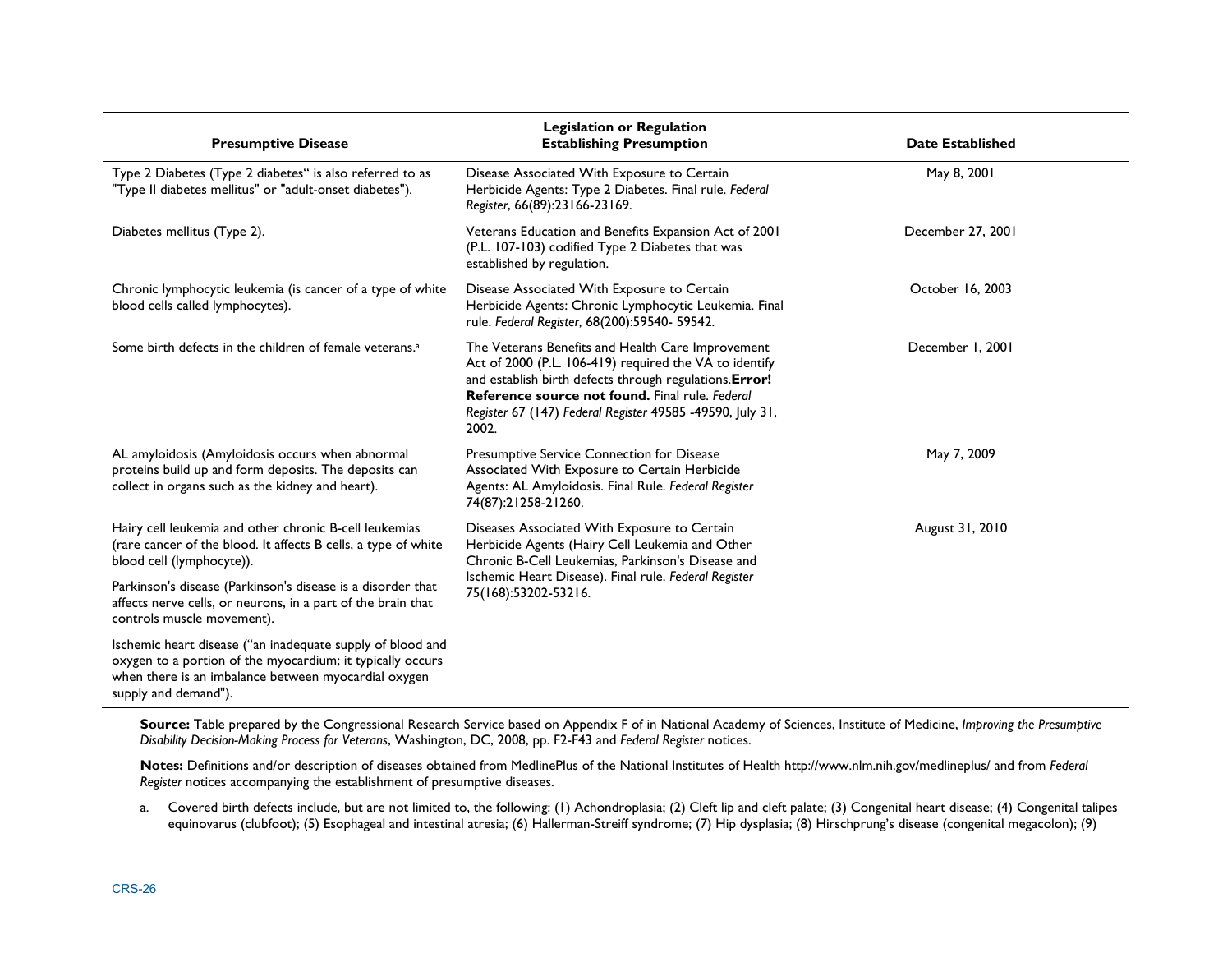| Presumptive Disease | Legislation or Regulation Establishing Presumption | Date Established |
|---|---|---|
| Type 2 Diabetes (Type 2 diabetes" is also referred to as "Type II diabetes mellitus" or "adult-onset diabetes"). | Disease Associated With Exposure to Certain Herbicide Agents: Type 2 Diabetes. Final rule. *Federal Register*, 66(89):23166-23169. | May 8, 2001 |
| Diabetes mellitus (Type 2). | Veterans Education and Benefits Expansion Act of 2001 (P.L. 107-103) codified Type 2 Diabetes that was established by regulation. | December 27, 2001 |
| Chronic lymphocytic leukemia (is cancer of a type of white blood cells called lymphocytes). | Disease Associated With Exposure to Certain Herbicide Agents: Chronic Lymphocytic Leukemia. Final rule. *Federal Register*, 68(200):59540- 59542. | October 16, 2003 |
| Some birth defects in the children of female veterans.[a] | The Veterans Benefits and Health Care Improvement Act of 2000 (P.L. 106-419) required the VA to identify and establish birth defects through regulations.**Error! Reference source not found.** Final rule. *Federal Register* 67 (147) *Federal Register* 49585 -49590, July 31, 2002. | December 1, 2001 |
| AL amyloidosis (Amyloidosis occurs when abnormal proteins build up and form deposits. The deposits can collect in organs such as the kidney and heart). | Presumptive Service Connection for Disease Associated With Exposure to Certain Herbicide Agents: AL Amyloidosis. Final Rule. *Federal Register* 74(87):21258-21260. | May 7, 2009 |
| Hairy cell leukemia and other chronic B-cell leukemias (rare cancer of the blood. It affects B cells, a type of white blood cell (lymphocyte)). Parkinson's disease (Parkinson's disease is a disorder that affects nerve cells, or neurons, in a part of the brain that controls muscle movement). Ischemic heart disease ("an inadequate supply of blood and oxygen to a portion of the myocardium; it typically occurs when there is an imbalance between myocardial oxygen supply and demand"). | Diseases Associated With Exposure to Certain Herbicide Agents (Hairy Cell Leukemia and Other Chronic B-Cell Leukemias, Parkinson's Disease and Ischemic Heart Disease). Final rule. *Federal Register* 75(168):53202-53216. | August 31, 2010 |

**Source:** Table prepared by the Congressional Research Service based on Appendix F of in National Academy of Sciences, Institute of Medicine, *Improving the Presumptive Disability Decision-Making Process for Veterans*, Washington, DC, 2008, pp. F2-F43 and *Federal Register* notices.

**Notes:** Definitions and/or description of diseases obtained from MedlinePlus of the National Institutes of Health http://www.nlm.nih.gov/medlineplus/ and from *Federal Register* notices accompanying the establishment of presumptive diseases.

a. Covered birth defects include, but are not limited to, the following: (1) Achondroplasia; (2) Cleft lip and cleft palate; (3) Congenital heart disease; (4) Congenital talipes equinovarus (clubfoot); (5) Esophageal and intestinal atresia; (6) Hallerman-Streiff syndrome; (7) Hip dysplasia; (8) Hirschprung's disease (congenital megacolon); (9)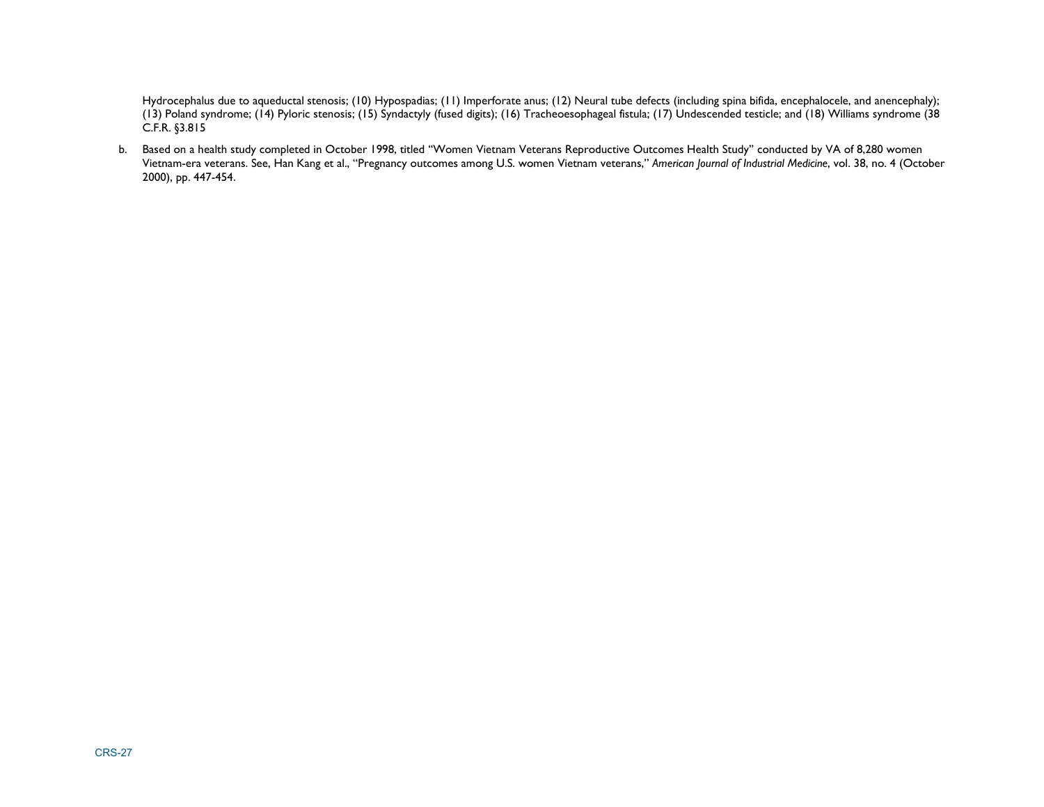Hydrocephalus due to aqueductal stenosis; (10) Hypospadias; (11) Imperforate anus; (12) Neural tube defects (including spina bifida, encephalocele, and anencephaly); (13) Poland syndrome; (14) Pyloric stenosis; (15) Syndactyly (fused digits); (16) Tracheoesophageal fistula; (17) Undescended testicle; and (18) Williams syndrome (38 C.F.R. §3.815

b. Based on a health study completed in October 1998, titled "Women Vietnam Veterans Reproductive Outcomes Health Study" conducted by VA of 8,280 women Vietnam-era veterans. See, Han Kang et al., "Pregnancy outcomes among U.S. women Vietnam veterans," *American Journal of Industrial Medicine*, vol. 38, no. 4 (October 2000), pp. 447-454.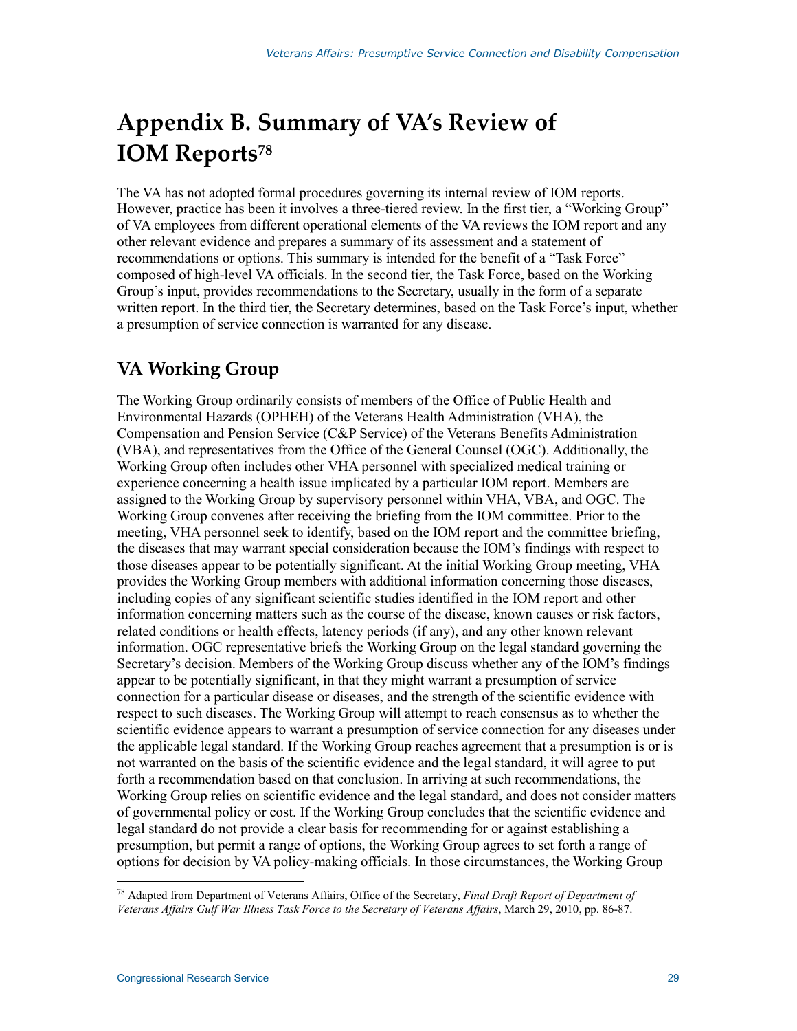# Appendix B. Summary of VA's Review of IOM Reports[78]

The VA has not adopted formal procedures governing its internal review of IOM reports. However, practice has been it involves a three-tiered review. In the first tier, a "Working Group" of VA employees from different operational elements of the VA reviews the IOM report and any other relevant evidence and prepares a summary of its assessment and a statement of recommendations or options. This summary is intended for the benefit of a "Task Force" composed of high-level VA officials. In the second tier, the Task Force, based on the Working Group's input, provides recommendations to the Secretary, usually in the form of a separate written report. In the third tier, the Secretary determines, based on the Task Force's input, whether a presumption of service connection is warranted for any disease.

## VA Working Group

The Working Group ordinarily consists of members of the Office of Public Health and Environmental Hazards (OPHEH) of the Veterans Health Administration (VHA), the Compensation and Pension Service (C&P Service) of the Veterans Benefits Administration (VBA), and representatives from the Office of the General Counsel (OGC). Additionally, the Working Group often includes other VHA personnel with specialized medical training or experience concerning a health issue implicated by a particular IOM report. Members are assigned to the Working Group by supervisory personnel within VHA, VBA, and OGC. The Working Group convenes after receiving the briefing from the IOM committee. Prior to the meeting, VHA personnel seek to identify, based on the IOM report and the committee briefing, the diseases that may warrant special consideration because the IOM's findings with respect to those diseases appear to be potentially significant. At the initial Working Group meeting, VHA provides the Working Group members with additional information concerning those diseases, including copies of any significant scientific studies identified in the IOM report and other information concerning matters such as the course of the disease, known causes or risk factors, related conditions or health effects, latency periods (if any), and any other known relevant information. OGC representative briefs the Working Group on the legal standard governing the Secretary's decision. Members of the Working Group discuss whether any of the IOM's findings appear to be potentially significant, in that they might warrant a presumption of service connection for a particular disease or diseases, and the strength of the scientific evidence with respect to such diseases. The Working Group will attempt to reach consensus as to whether the scientific evidence appears to warrant a presumption of service connection for any diseases under the applicable legal standard. If the Working Group reaches agreement that a presumption is or is not warranted on the basis of the scientific evidence and the legal standard, it will agree to put forth a recommendation based on that conclusion. In arriving at such recommendations, the Working Group relies on scientific evidence and the legal standard, and does not consider matters of governmental policy or cost. If the Working Group concludes that the scientific evidence and legal standard do not provide a clear basis for recommending for or against establishing a presumption, but permit a range of options, the Working Group agrees to set forth a range of options for decision by VA policy-making officials. In those circumstances, the Working Group

---

[78] Adapted from Department of Veterans Affairs, Office of the Secretary, *Final Draft Report of Department of Veterans Affairs Gulf War Illness Task Force to the Secretary of Veterans Affairs*, March 29, 2010, pp. 86-87.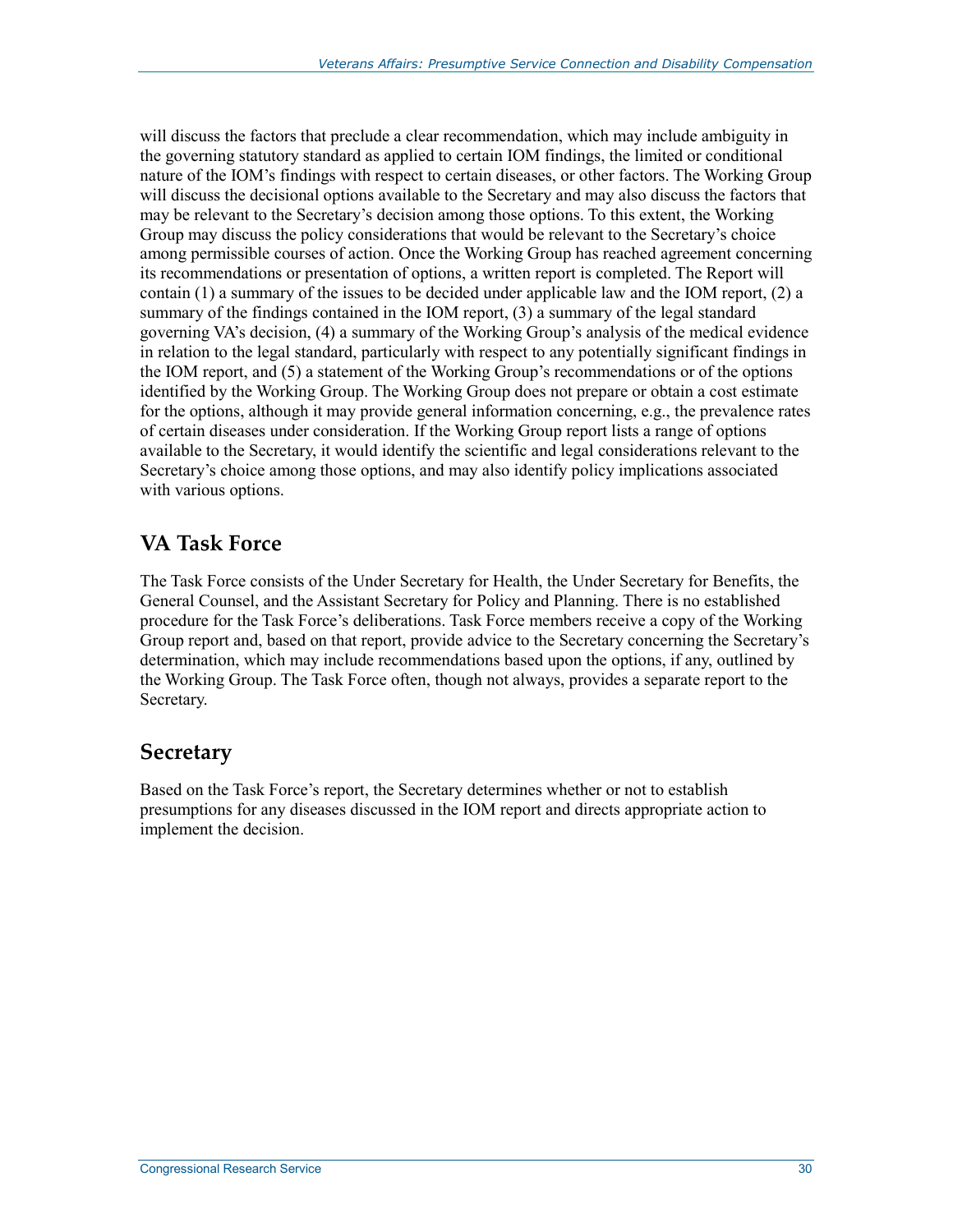will discuss the factors that preclude a clear recommendation, which may include ambiguity in the governing statutory standard as applied to certain IOM findings, the limited or conditional nature of the IOM's findings with respect to certain diseases, or other factors. The Working Group will discuss the decisional options available to the Secretary and may also discuss the factors that may be relevant to the Secretary's decision among those options. To this extent, the Working Group may discuss the policy considerations that would be relevant to the Secretary's choice among permissible courses of action. Once the Working Group has reached agreement concerning its recommendations or presentation of options, a written report is completed. The Report will contain (1) a summary of the issues to be decided under applicable law and the IOM report, (2) a summary of the findings contained in the IOM report, (3) a summary of the legal standard governing VA's decision, (4) a summary of the Working Group's analysis of the medical evidence in relation to the legal standard, particularly with respect to any potentially significant findings in the IOM report, and (5) a statement of the Working Group's recommendations or of the options identified by the Working Group. The Working Group does not prepare or obtain a cost estimate for the options, although it may provide general information concerning, e.g., the prevalence rates of certain diseases under consideration. If the Working Group report lists a range of options available to the Secretary, it would identify the scientific and legal considerations relevant to the Secretary's choice among those options, and may also identify policy implications associated with various options.

## VA Task Force

The Task Force consists of the Under Secretary for Health, the Under Secretary for Benefits, the General Counsel, and the Assistant Secretary for Policy and Planning. There is no established procedure for the Task Force's deliberations. Task Force members receive a copy of the Working Group report and, based on that report, provide advice to the Secretary concerning the Secretary's determination, which may include recommendations based upon the options, if any, outlined by the Working Group. The Task Force often, though not always, provides a separate report to the Secretary.

## Secretary

Based on the Task Force's report, the Secretary determines whether or not to establish presumptions for any diseases discussed in the IOM report and directs appropriate action to implement the decision.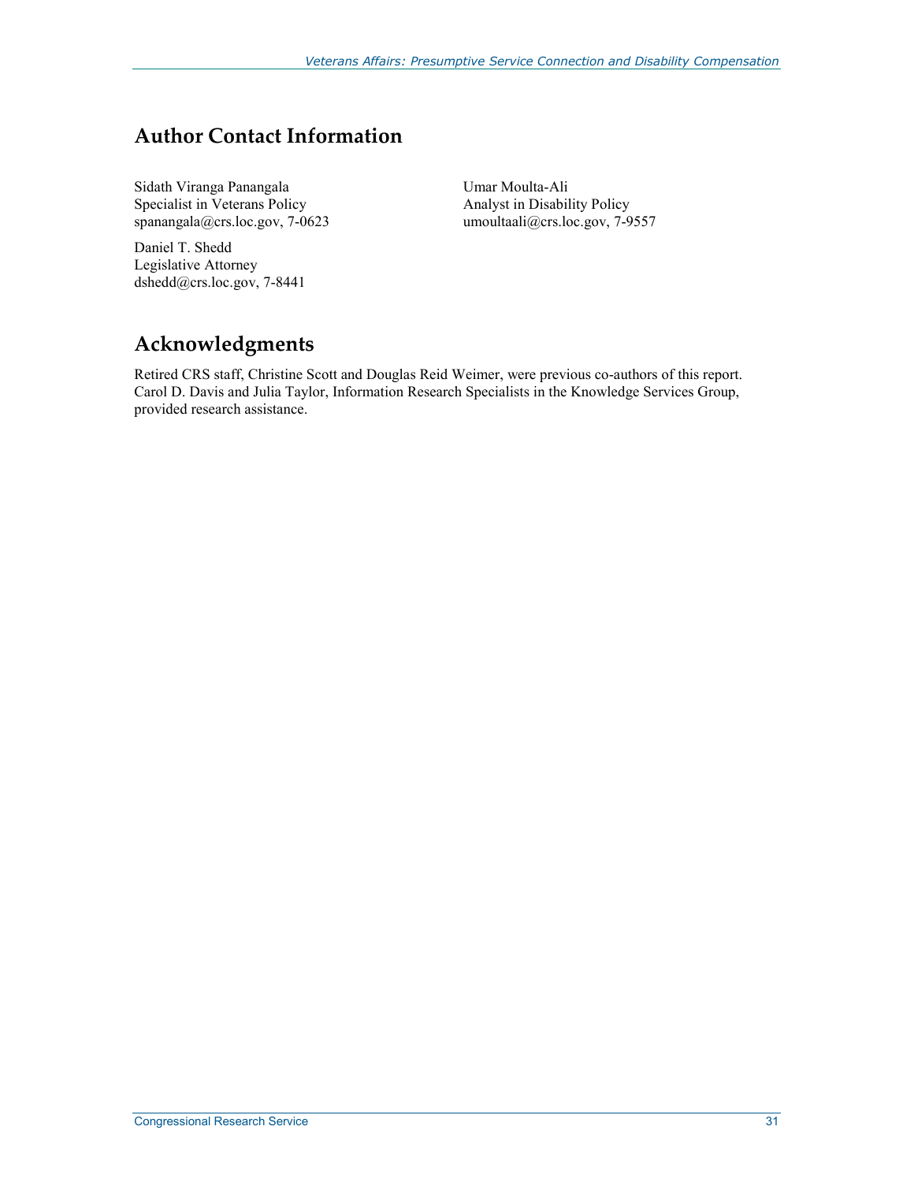## Author Contact Information

Sidath Viranga Panangala
Specialist in Veterans Policy
spanangala@crs.loc.gov, 7-0623

Umar Moulta-Ali
Analyst in Disability Policy
umoultaali@crs.loc.gov, 7-9557

Daniel T. Shedd
Legislative Attorney
dshedd@crs.loc.gov, 7-8441

## Acknowledgments

Retired CRS staff, Christine Scott and Douglas Reid Weimer, were previous co-authors of this report. Carol D. Davis and Julia Taylor, Information Research Specialists in the Knowledge Services Group, provided research assistance.